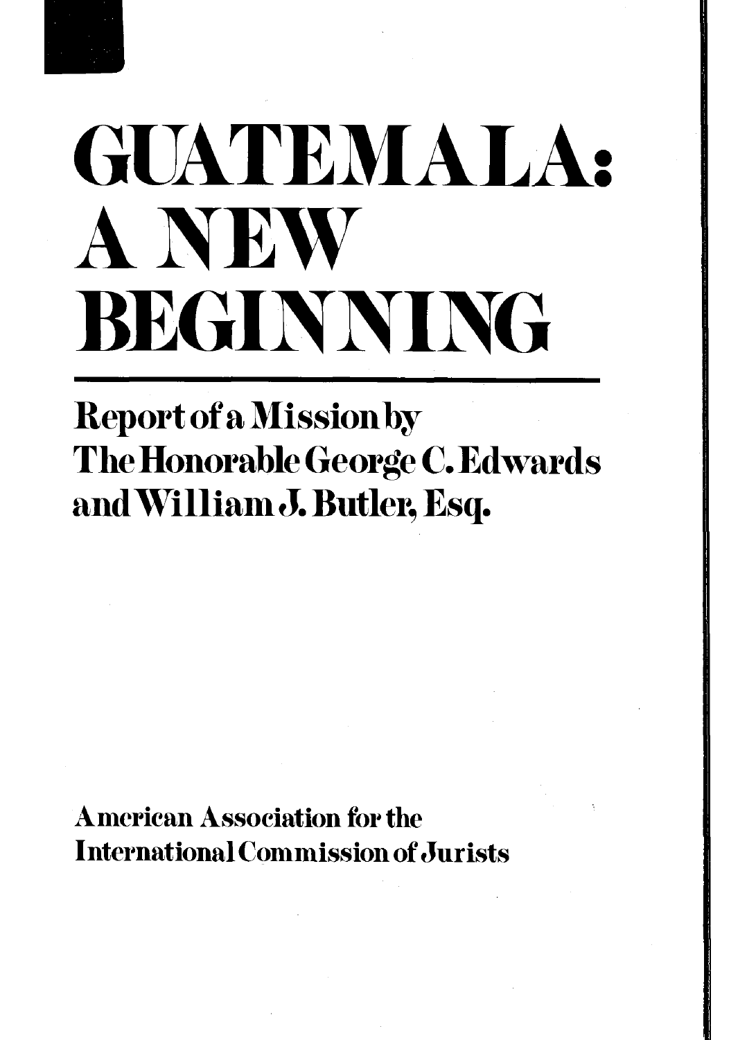# GUATEMALA: A NEW BEGINNING

## Report of a Mission by The Honorable George C. Edwards and William J. Butler, Esq.

American Association for the International Commission of Jurists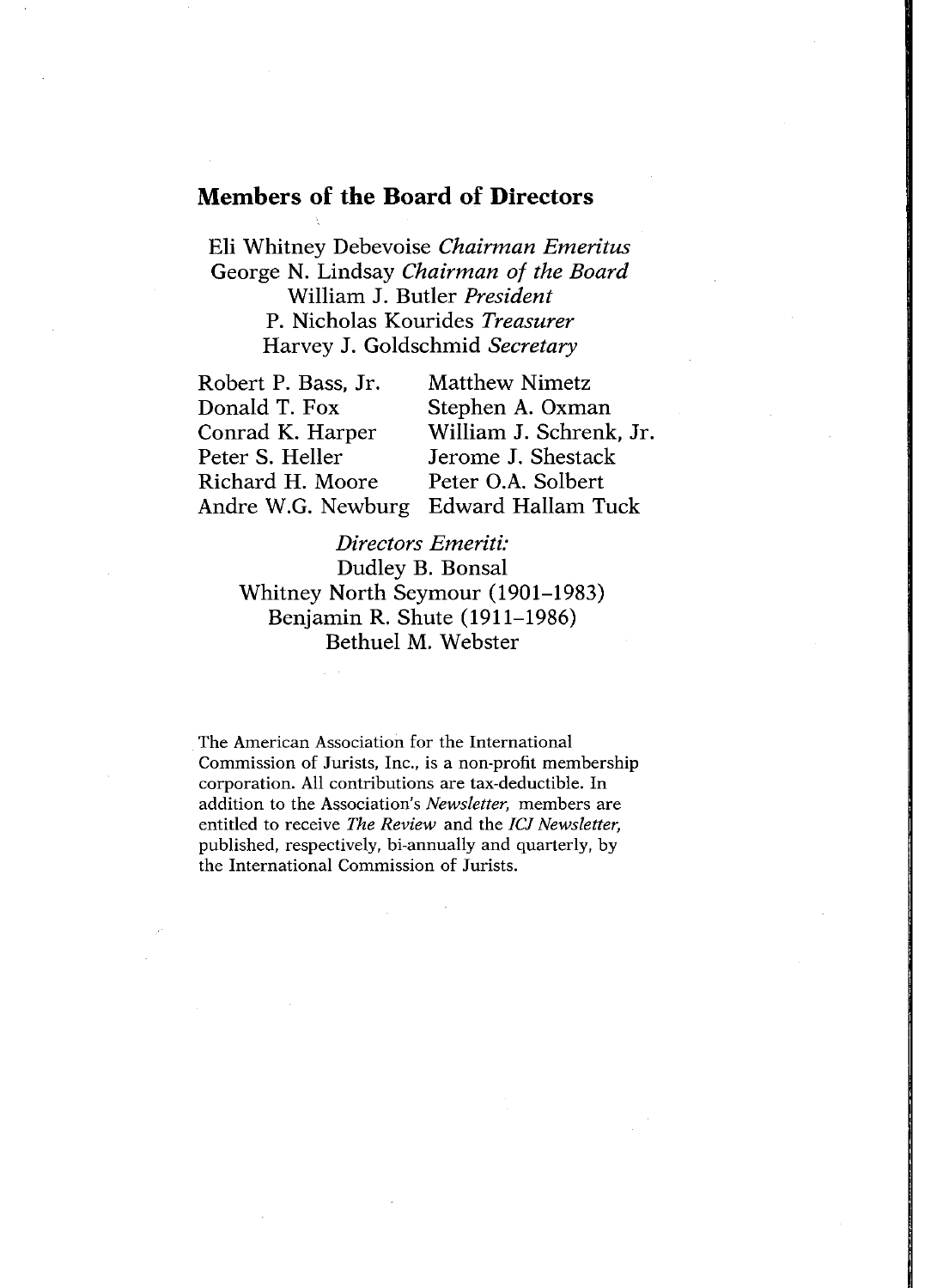## Members of the Board of Directors

Eli Whitney Debevoise *Chairman Emeritus*
George N. Lindsay *Chairman of the Board*
William J. Butler *President*
P. Nicholas Kourides *Treasurer*
Harvey J. Goldschmid *Secretary*

Robert P. Bass, Jr.
Donald T. Fox
Conrad K. Harper
Peter S. Heller
Richard H. Moore
Andre W.G. Newburg
Matthew Nimetz
Stephen A. Oxman
William J. Schrenk, Jr.
Jerome J. Shestack
Peter O.A. Solbert
Edward Hallam Tuck

*Directors Emeriti:*
Dudley B. Bonsal
Whitney North Seymour (1901–1983)
Benjamin R. Shute (1911–1986)
Bethuel M. Webster

The American Association for the International Commission of Jurists, Inc., is a non-profit membership corporation. All contributions are tax-deductible. In addition to the Association's *Newsletter*, members are entitled to receive *The Review* and the *ICJ Newsletter*, published, respectively, bi-annually and quarterly, by the International Commission of Jurists.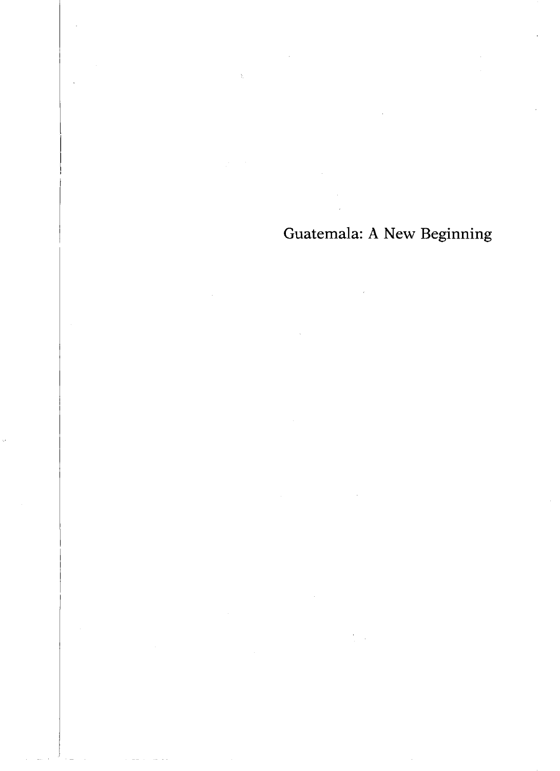# Guatemala: A New Beginning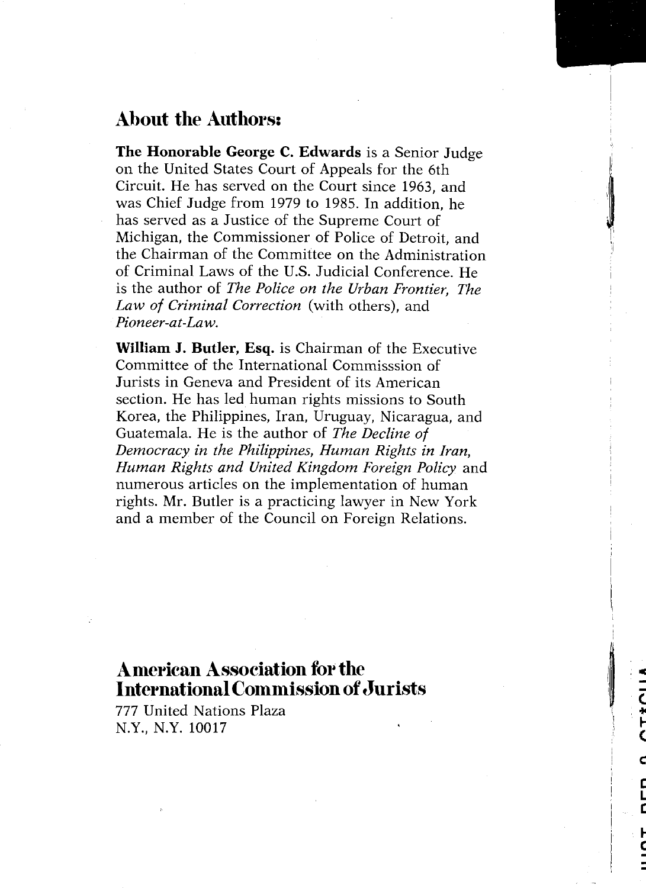## About the Authors:

**The Honorable George C. Edwards** is a Senior Judge on the United States Court of Appeals for the 6th Circuit. He has served on the Court since 1963, and was Chief Judge from 1979 to 1985. In addition, he has served as a Justice of the Supreme Court of Michigan, the Commissioner of Police of Detroit, and the Chairman of the Committee on the Administration of Criminal Laws of the U.S. Judicial Conference. He is the author of *The Police on the Urban Frontier, The Law of Criminal Correction* (with others), and *Pioneer-at-Law.*

**William J. Butler, Esq.** is Chairman of the Executive Committee of the International Commisssion of Jurists in Geneva and President of its American section. He has led human rights missions to South Korea, the Philippines, Iran, Uruguay, Nicaragua, and Guatemala. He is the author of *The Decline of Democracy in the Philippines, Human Rights in Iran, Human Rights and United Kingdom Foreign Policy* and numerous articles on the implementation of human rights. Mr. Butler is a practicing lawyer in New York and a member of the Council on Foreign Relations.

## American Association for the International Commission of Jurists

777 United Nations Plaza
N.Y., N.Y. 10017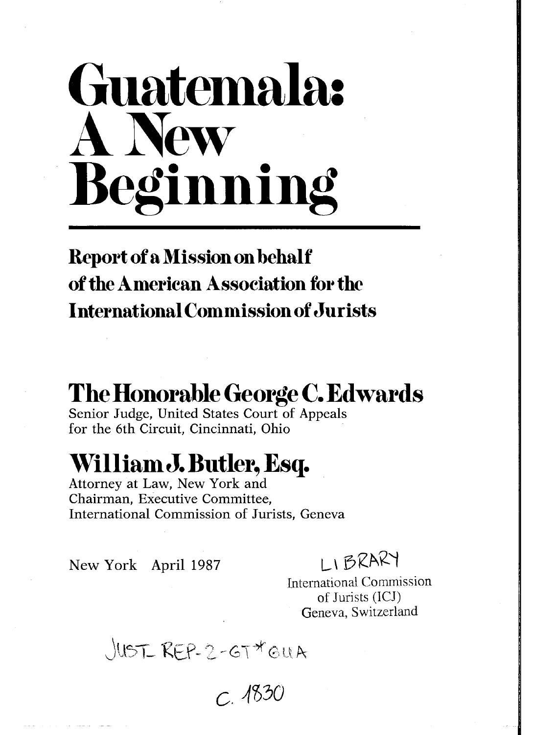# Guatemala: A New Beginning

## Report of a Mission on behalf of the American Association for the International Commission of Jurists

## The Honorable George C. Edwards

Senior Judge, United States Court of Appeals for the 6th Circuit, Cincinnati, Ohio

## William J. Butler, Esq.

Attorney at Law, New York and Chairman, Executive Committee, International Commission of Jurists, Geneva

New York April 1987

LIBRARY
International Commission of Jurists (ICJ)
Geneva, Switzerland

JUST-REP-2-GT*GUA

C. 1830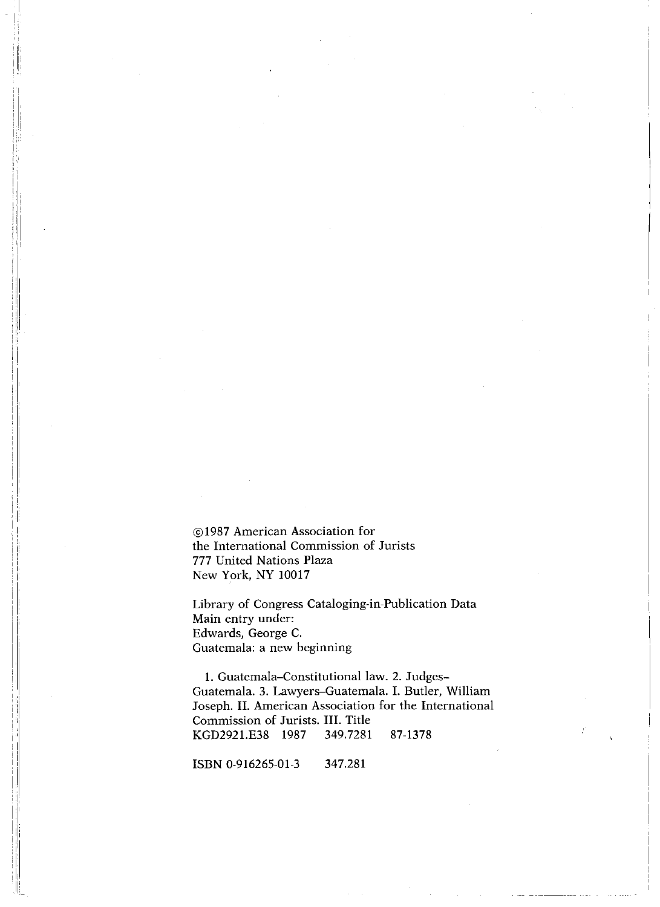©1987 American Association for
the International Commission of Jurists
777 United Nations Plaza
New York, NY 10017

Library of Congress Cataloging-in-Publication Data
Main entry under:
Edwards, George C.
Guatemala: a new beginning

1. Guatemala–Constitutional law. 2. Judges–Guatemala. 3. Lawyers–Guatemala. I. Butler, William Joseph. II. American Association for the International Commission of Jurists. III. Title
KGD2921.E38 1987 349.7281 87-1378

ISBN 0-916265-01-3 347.281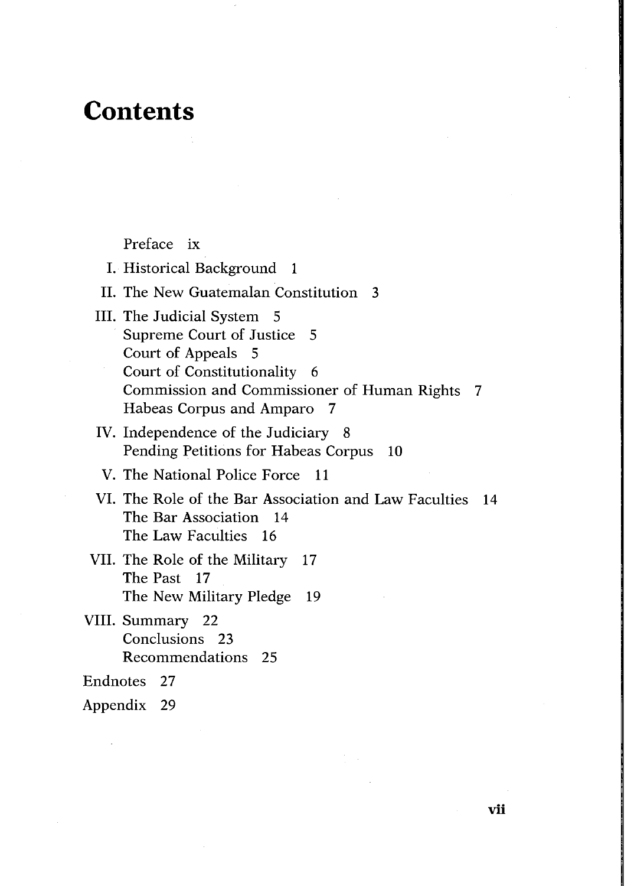# Contents

Preface ix

I. Historical Background 1

II. The New Guatemalan Constitution 3

III. The Judicial System 5
   - Supreme Court of Justice 5
   - Court of Appeals 5
   - Court of Constitutionality 6
   - Commission and Commissioner of Human Rights 7
   - Habeas Corpus and Amparo 7

IV. Independence of the Judiciary 8
   - Pending Petitions for Habeas Corpus 10

V. The National Police Force 11

VI. The Role of the Bar Association and Law Faculties 14
   - The Bar Association 14
   - The Law Faculties 16

VII. The Role of the Military 17
   - The Past 17
   - The New Military Pledge 19

VIII. Summary 22
   - Conclusions 23
   - Recommendations 25

Endnotes 27

Appendix 29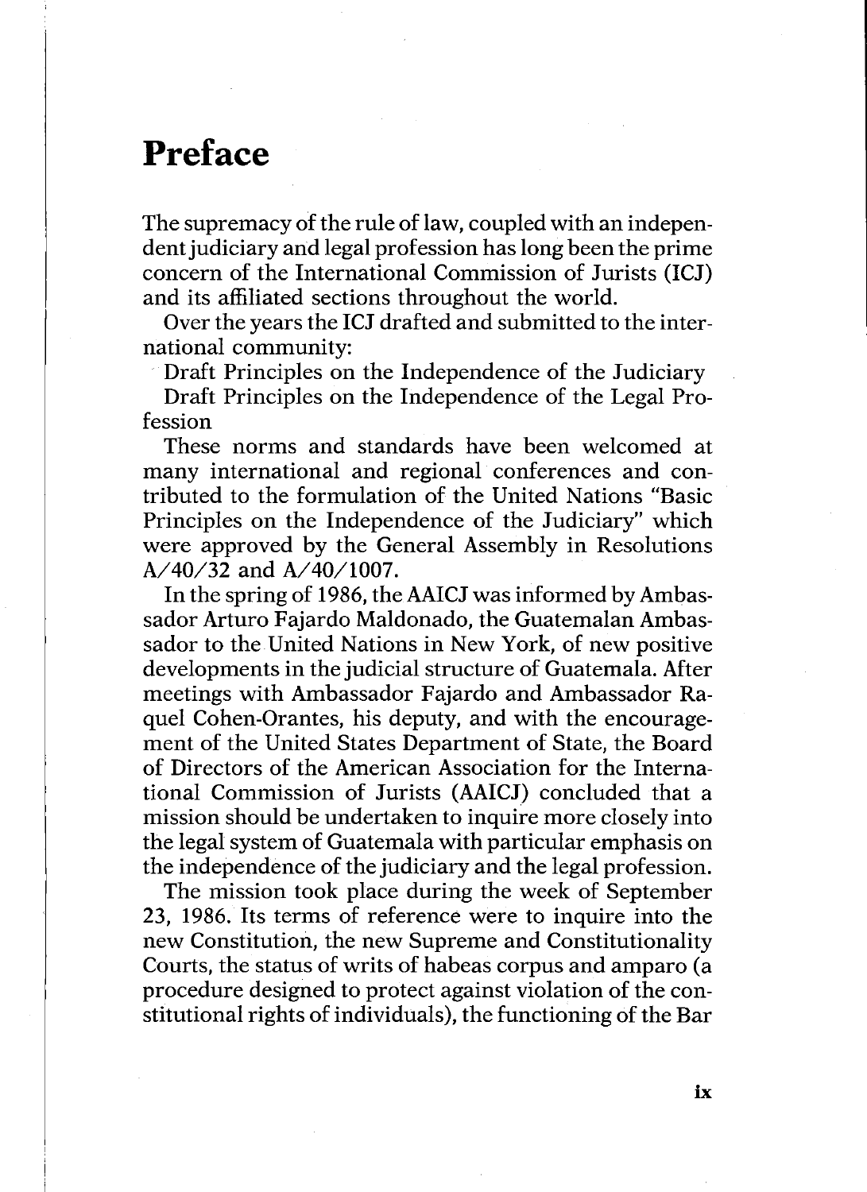# Preface

The supremacy of the rule of law, coupled with an independent judiciary and legal profession has long been the prime concern of the International Commission of Jurists (ICJ) and its affiliated sections throughout the world.

Over the years the ICJ drafted and submitted to the international community:

Draft Principles on the Independence of the Judiciary

Draft Principles on the Independence of the Legal Profession

These norms and standards have been welcomed at many international and regional conferences and contributed to the formulation of the United Nations "Basic Principles on the Independence of the Judiciary" which were approved by the General Assembly in Resolutions A/40/32 and A/40/1007.

In the spring of 1986, the AAICJ was informed by Ambassador Arturo Fajardo Maldonado, the Guatemalan Ambassador to the United Nations in New York, of new positive developments in the judicial structure of Guatemala. After meetings with Ambassador Fajardo and Ambassador Raquel Cohen-Orantes, his deputy, and with the encouragement of the United States Department of State, the Board of Directors of the American Association for the International Commission of Jurists (AAICJ) concluded that a mission should be undertaken to inquire more closely into the legal system of Guatemala with particular emphasis on the independence of the judiciary and the legal profession.

The mission took place during the week of September 23, 1986. Its terms of reference were to inquire into the new Constitution, the new Supreme and Constitutionality Courts, the status of writs of habeas corpus and amparo (a procedure designed to protect against violation of the constitutional rights of individuals), the functioning of the Bar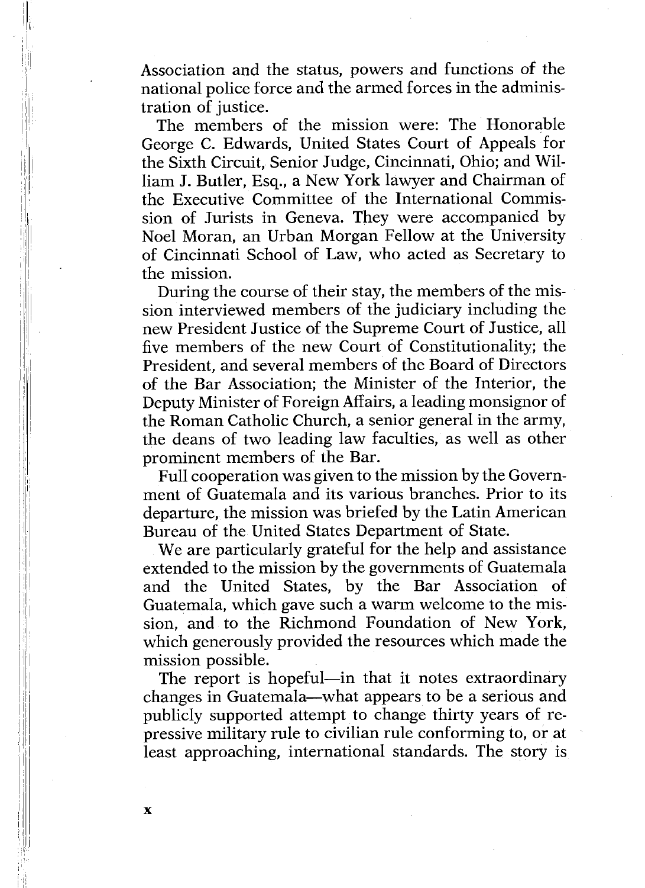Association and the status, powers and functions of the national police force and the armed forces in the administration of justice.

The members of the mission were: The Honorable George C. Edwards, United States Court of Appeals for the Sixth Circuit, Senior Judge, Cincinnati, Ohio; and William J. Butler, Esq., a New York lawyer and Chairman of the Executive Committee of the International Commission of Jurists in Geneva. They were accompanied by Noel Moran, an Urban Morgan Fellow at the University of Cincinnati School of Law, who acted as Secretary to the mission.

During the course of their stay, the members of the mission interviewed members of the judiciary including the new President Justice of the Supreme Court of Justice, all five members of the new Court of Constitutionality; the President, and several members of the Board of Directors of the Bar Association; the Minister of the Interior, the Deputy Minister of Foreign Affairs, a leading monsignor of the Roman Catholic Church, a senior general in the army, the deans of two leading law faculties, as well as other prominent members of the Bar.

Full cooperation was given to the mission by the Government of Guatemala and its various branches. Prior to its departure, the mission was briefed by the Latin American Bureau of the United States Department of State.

We are particularly grateful for the help and assistance extended to the mission by the governments of Guatemala and the United States, by the Bar Association of Guatemala, which gave such a warm welcome to the mission, and to the Richmond Foundation of New York, which generously provided the resources which made the mission possible.

The report is hopeful—in that it notes extraordinary changes in Guatemala—what appears to be a serious and publicly supported attempt to change thirty years of repressive military rule to civilian rule conforming to, or at least approaching, international standards. The story is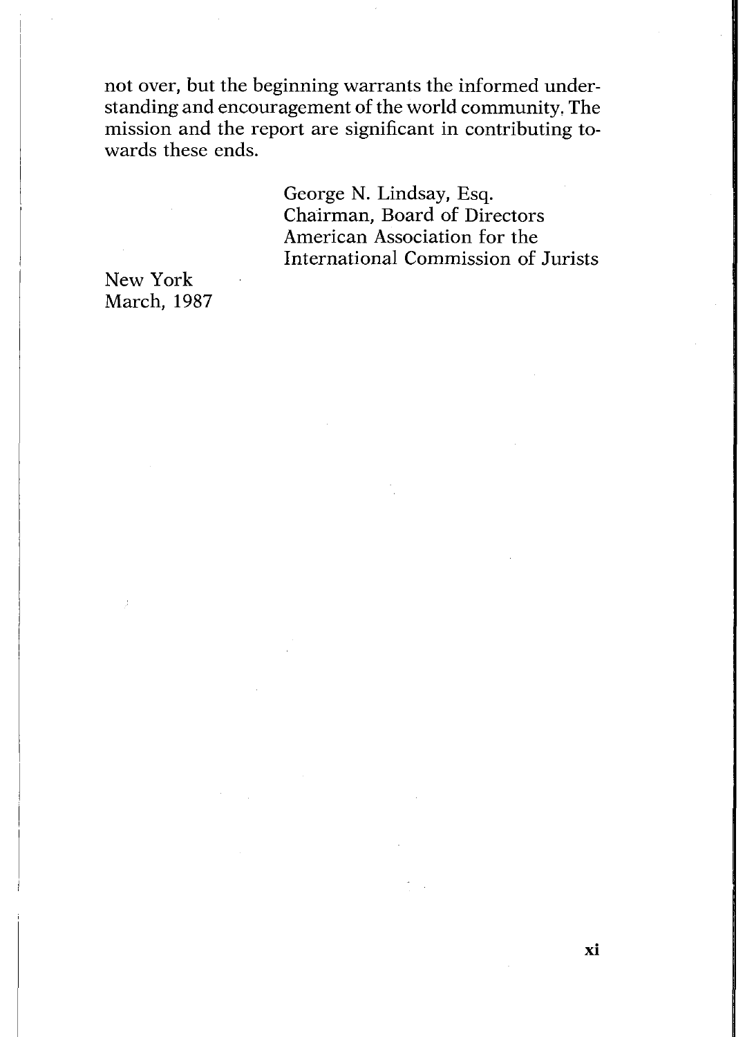not over, but the beginning warrants the informed understanding and encouragement of the world community. The mission and the report are significant in contributing towards these ends.

George N. Lindsay, Esq.
Chairman, Board of Directors
American Association for the
International Commission of Jurists

New York
March, 1987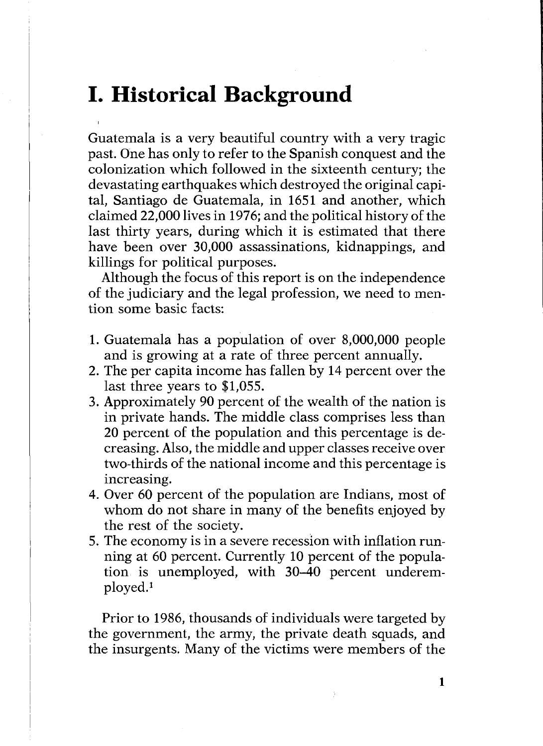# I. Historical Background

Guatemala is a very beautiful country with a very tragic past. One has only to refer to the Spanish conquest and the colonization which followed in the sixteenth century; the devastating earthquakes which destroyed the original capital, Santiago de Guatemala, in 1651 and another, which claimed 22,000 lives in 1976; and the political history of the last thirty years, during which it is estimated that there have been over 30,000 assassinations, kidnappings, and killings for political purposes.

Although the focus of this report is on the independence of the judiciary and the legal profession, we need to mention some basic facts:

1. Guatemala has a population of over 8,000,000 people and is growing at a rate of three percent annually.
2. The per capita income has fallen by 14 percent over the last three years to $1,055.
3. Approximately 90 percent of the wealth of the nation is in private hands. The middle class comprises less than 20 percent of the population and this percentage is decreasing. Also, the middle and upper classes receive over two-thirds of the national income and this percentage is increasing.
4. Over 60 percent of the population are Indians, most of whom do not share in many of the benefits enjoyed by the rest of the society.
5. The economy is in a severe recession with inflation running at 60 percent. Currently 10 percent of the population is unemployed, with 30–40 percent underemployed.[1]

Prior to 1986, thousands of individuals were targeted by the government, the army, the private death squads, and the insurgents. Many of the victims were members of the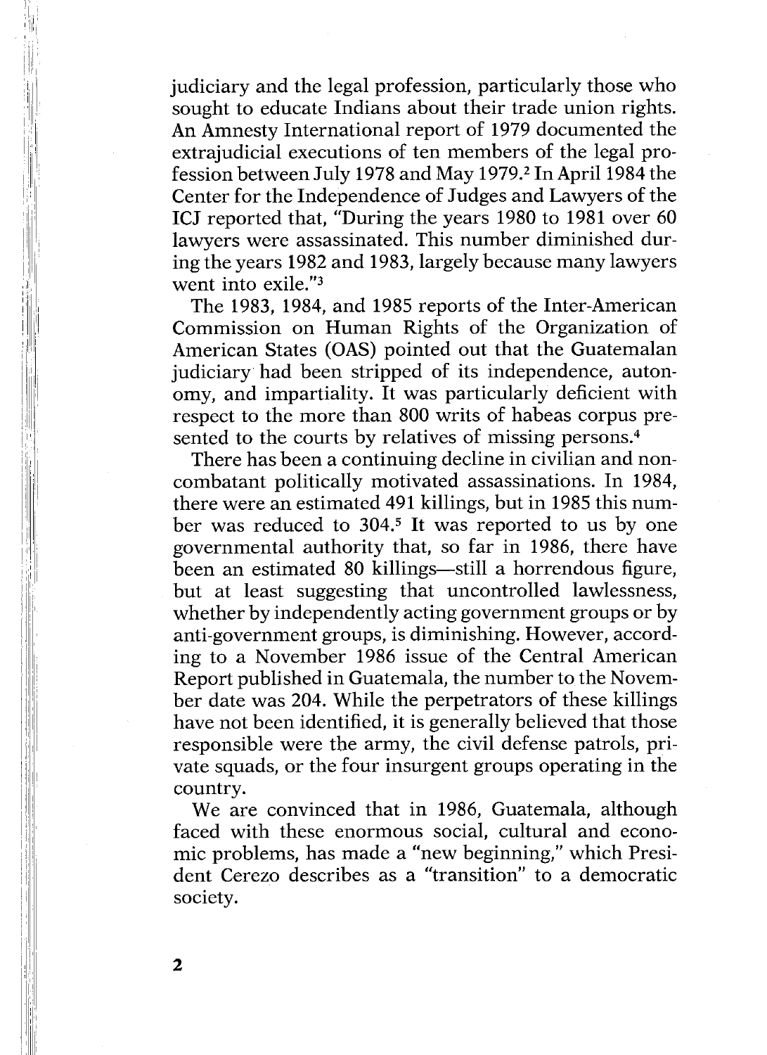judiciary and the legal profession, particularly those who sought to educate Indians about their trade union rights. An Amnesty International report of 1979 documented the extrajudicial executions of ten members of the legal profession between July 1978 and May 1979.[2] In April 1984 the Center for the Independence of Judges and Lawyers of the ICJ reported that, "During the years 1980 to 1981 over 60 lawyers were assassinated. This number diminished during the years 1982 and 1983, largely because many lawyers went into exile."[3]

The 1983, 1984, and 1985 reports of the Inter-American Commission on Human Rights of the Organization of American States (OAS) pointed out that the Guatemalan judiciary had been stripped of its independence, autonomy, and impartiality. It was particularly deficient with respect to the more than 800 writs of habeas corpus presented to the courts by relatives of missing persons.[4]

There has been a continuing decline in civilian and noncombatant politically motivated assassinations. In 1984, there were an estimated 491 killings, but in 1985 this number was reduced to 304.[5] It was reported to us by one governmental authority that, so far in 1986, there have been an estimated 80 killings—still a horrendous figure, but at least suggesting that uncontrolled lawlessness, whether by independently acting government groups or by anti-government groups, is diminishing. However, according to a November 1986 issue of the Central American Report published in Guatemala, the number to the November date was 204. While the perpetrators of these killings have not been identified, it is generally believed that those responsible were the army, the civil defense patrols, private squads, or the four insurgent groups operating in the country.

We are convinced that in 1986, Guatemala, although faced with these enormous social, cultural and economic problems, has made a "new beginning," which President Cerezo describes as a "transition" to a democratic society.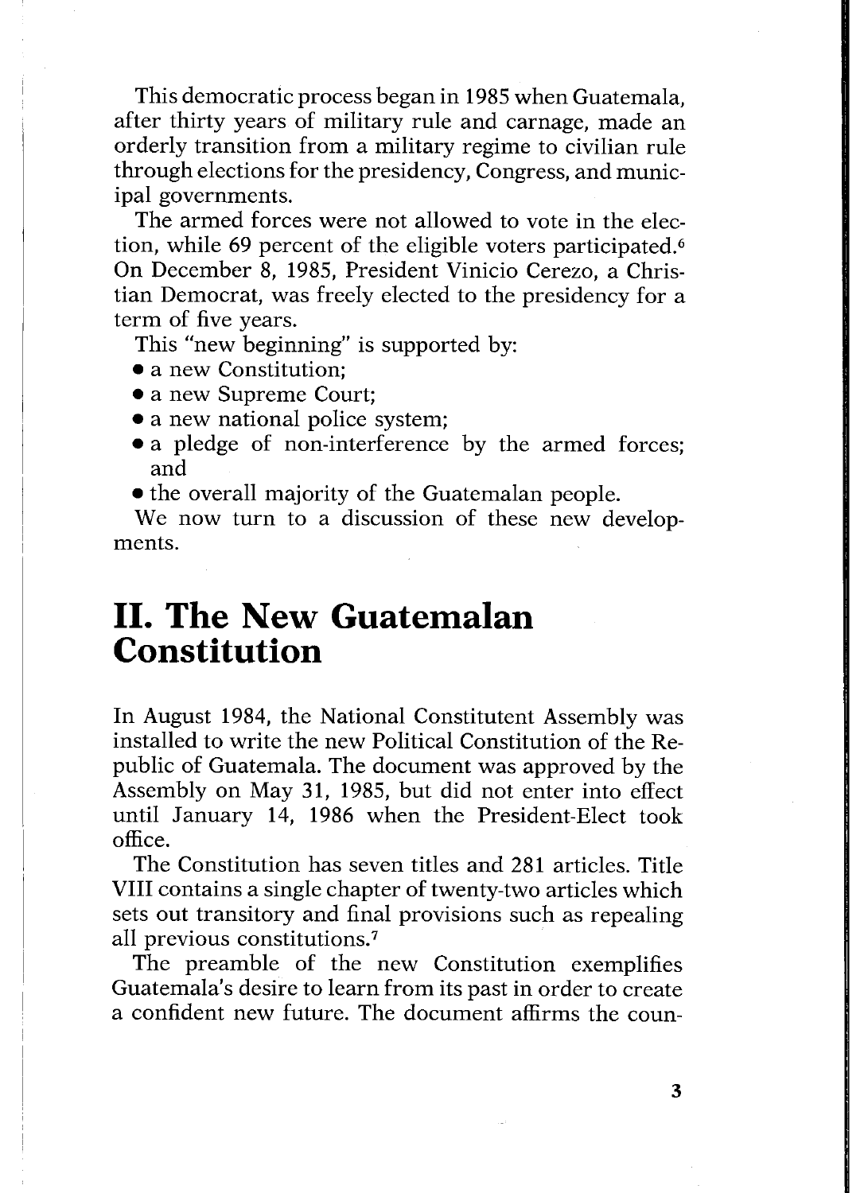This democratic process began in 1985 when Guatemala, after thirty years of military rule and carnage, made an orderly transition from a military regime to civilian rule through elections for the presidency, Congress, and municipal governments.

The armed forces were not allowed to vote in the election, while 69 percent of the eligible voters participated.[6] On December 8, 1985, President Vinicio Cerezo, a Christian Democrat, was freely elected to the presidency for a term of five years.

This "new beginning" is supported by:

- a new Constitution;
- a new Supreme Court;
- a new national police system;
- a pledge of non-interference by the armed forces; and
- the overall majority of the Guatemalan people.

We now turn to a discussion of these new developments.

## II. The New Guatemalan Constitution

In August 1984, the National Constitutent Assembly was installed to write the new Political Constitution of the Republic of Guatemala. The document was approved by the Assembly on May 31, 1985, but did not enter into effect until January 14, 1986 when the President-Elect took office.

The Constitution has seven titles and 281 articles. Title VIII contains a single chapter of twenty-two articles which sets out transitory and final provisions such as repealing all previous constitutions.[7]

The preamble of the new Constitution exemplifies Guatemala's desire to learn from its past in order to create a confident new future. The document affirms the coun-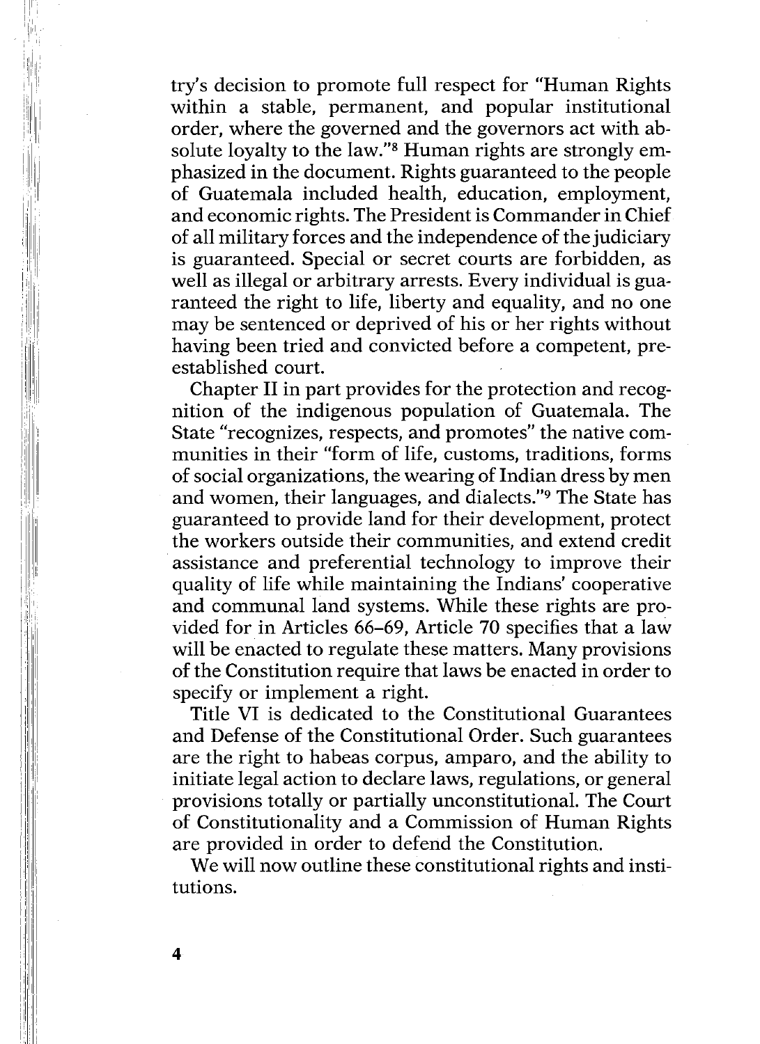try's decision to promote full respect for "Human Rights within a stable, permanent, and popular institutional order, where the governed and the governors act with absolute loyalty to the law."[8] Human rights are strongly emphasized in the document. Rights guaranteed to the people of Guatemala included health, education, employment, and economic rights. The President is Commander in Chief of all military forces and the independence of the judiciary is guaranteed. Special or secret courts are forbidden, as well as illegal or arbitrary arrests. Every individual is guaranteed the right to life, liberty and equality, and no one may be sentenced or deprived of his or her rights without having been tried and convicted before a competent, preestablished court.

Chapter II in part provides for the protection and recognition of the indigenous population of Guatemala. The State "recognizes, respects, and promotes" the native communities in their "form of life, customs, traditions, forms of social organizations, the wearing of Indian dress by men and women, their languages, and dialects."[9] The State has guaranteed to provide land for their development, protect the workers outside their communities, and extend credit assistance and preferential technology to improve their quality of life while maintaining the Indians' cooperative and communal land systems. While these rights are provided for in Articles 66–69, Article 70 specifies that a law will be enacted to regulate these matters. Many provisions of the Constitution require that laws be enacted in order to specify or implement a right.

Title VI is dedicated to the Constitutional Guarantees and Defense of the Constitutional Order. Such guarantees are the right to habeas corpus, amparo, and the ability to initiate legal action to declare laws, regulations, or general provisions totally or partially unconstitutional. The Court of Constitutionality and a Commission of Human Rights are provided in order to defend the Constitution.

We will now outline these constitutional rights and institutions.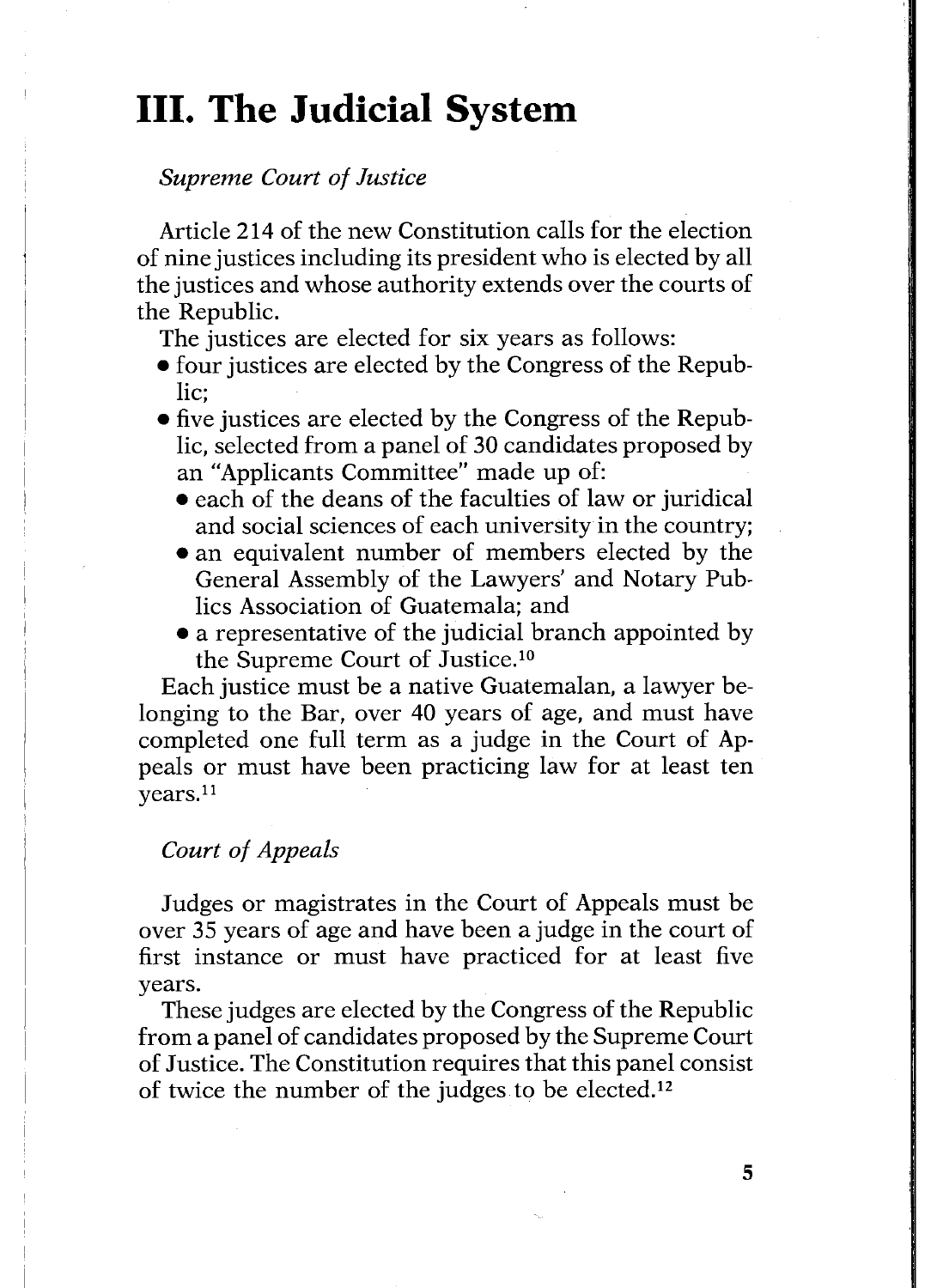# III. The Judicial System

*Supreme Court of Justice*

Article 214 of the new Constitution calls for the election of nine justices including its president who is elected by all the justices and whose authority extends over the courts of the Republic.

The justices are elected for six years as follows:

- four justices are elected by the Congress of the Republic;
- five justices are elected by the Congress of the Republic, selected from a panel of 30 candidates proposed by an "Applicants Committee" made up of:
  - each of the deans of the faculties of law or juridical and social sciences of each university in the country;
  - an equivalent number of members elected by the General Assembly of the Lawyers' and Notary Publics Association of Guatemala; and
  - a representative of the judicial branch appointed by the Supreme Court of Justice.[10]

Each justice must be a native Guatemalan, a lawyer belonging to the Bar, over 40 years of age, and must have completed one full term as a judge in the Court of Appeals or must have been practicing law for at least ten years.[11]

*Court of Appeals*

Judges or magistrates in the Court of Appeals must be over 35 years of age and have been a judge in the court of first instance or must have practiced for at least five years.

These judges are elected by the Congress of the Republic from a panel of candidates proposed by the Supreme Court of Justice. The Constitution requires that this panel consist of twice the number of the judges to be elected.[12]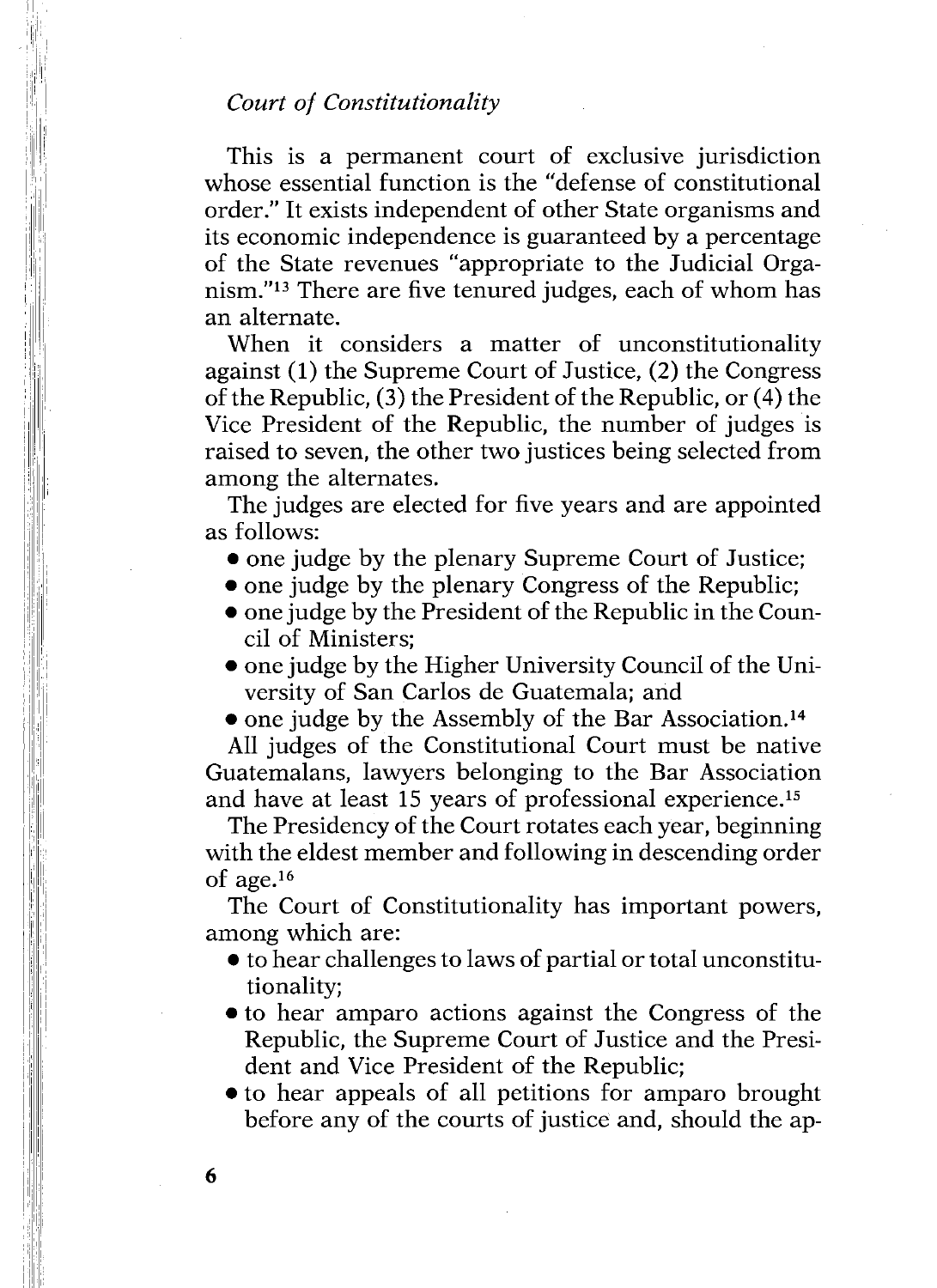*Court of Constitutionality*

This is a permanent court of exclusive jurisdiction whose essential function is the "defense of constitutional order." It exists independent of other State organisms and its economic independence is guaranteed by a percentage of the State revenues "appropriate to the Judicial Organism."[13] There are five tenured judges, each of whom has an alternate.

When it considers a matter of unconstitutionality against (1) the Supreme Court of Justice, (2) the Congress of the Republic, (3) the President of the Republic, or (4) the Vice President of the Republic, the number of judges is raised to seven, the other two justices being selected from among the alternates.

The judges are elected for five years and are appointed as follows:

- one judge by the plenary Supreme Court of Justice;
- one judge by the plenary Congress of the Republic;
- one judge by the President of the Republic in the Council of Ministers;
- one judge by the Higher University Council of the University of San Carlos de Guatemala; and
- one judge by the Assembly of the Bar Association.[14]

All judges of the Constitutional Court must be native Guatemalans, lawyers belonging to the Bar Association and have at least 15 years of professional experience.[15]

The Presidency of the Court rotates each year, beginning with the eldest member and following in descending order of age.[16]

The Court of Constitutionality has important powers, among which are:

- to hear challenges to laws of partial or total unconstitutionality;
- to hear amparo actions against the Congress of the Republic, the Supreme Court of Justice and the President and Vice President of the Republic;
- to hear appeals of all petitions for amparo brought before any of the courts of justice and, should the ap-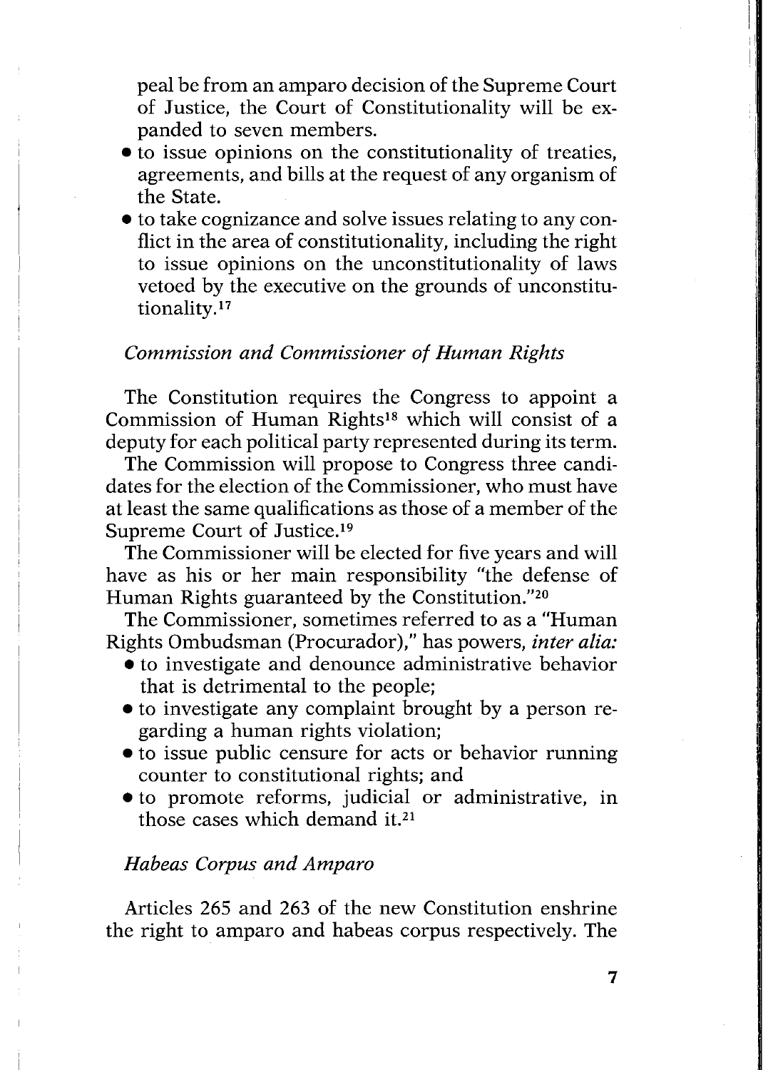peal be from an amparo decision of the Supreme Court of Justice, the Court of Constitutionality will be expanded to seven members.

- to issue opinions on the constitutionality of treaties, agreements, and bills at the request of any organism of the State.
- to take cognizance and solve issues relating to any conflict in the area of constitutionality, including the right to issue opinions on the unconstitutionality of laws vetoed by the executive on the grounds of unconstitutionality.[17]

### *Commission and Commissioner of Human Rights*

The Constitution requires the Congress to appoint a Commission of Human Rights[18] which will consist of a deputy for each political party represented during its term.

The Commission will propose to Congress three candidates for the election of the Commissioner, who must have at least the same qualifications as those of a member of the Supreme Court of Justice.[19]

The Commissioner will be elected for five years and will have as his or her main responsibility "the defense of Human Rights guaranteed by the Constitution."[20]

The Commissioner, sometimes referred to as a "Human Rights Ombudsman (Procurador)," has powers, *inter alia:*

- to investigate and denounce administrative behavior that is detrimental to the people;
- to investigate any complaint brought by a person regarding a human rights violation;
- to issue public censure for acts or behavior running counter to constitutional rights; and
- to promote reforms, judicial or administrative, in those cases which demand it.[21]

### *Habeas Corpus and Amparo*

Articles 265 and 263 of the new Constitution enshrine the right to amparo and habeas corpus respectively. The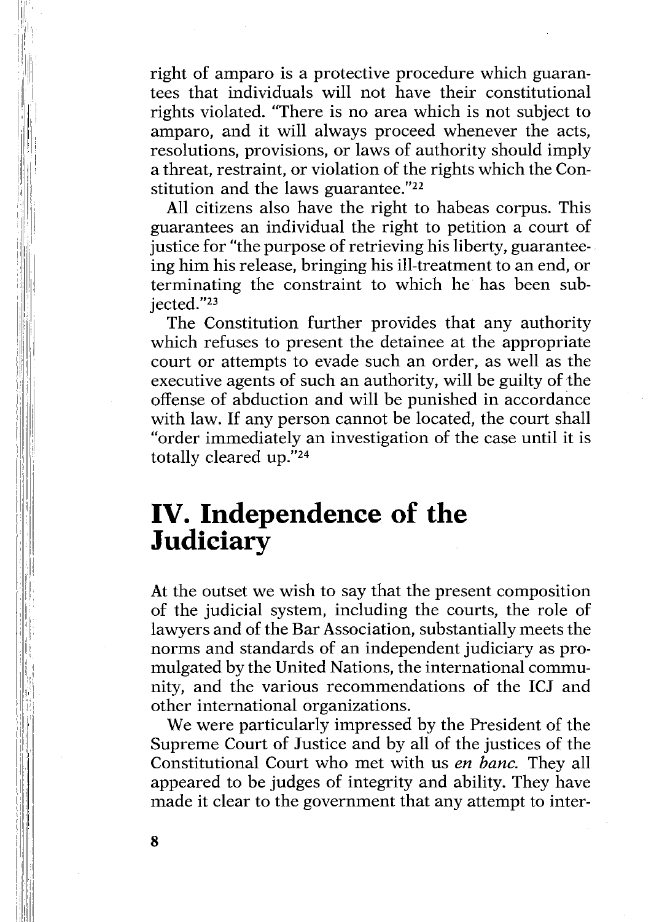right of amparo is a protective procedure which guarantees that individuals will not have their constitutional rights violated. "There is no area which is not subject to amparo, and it will always proceed whenever the acts, resolutions, provisions, or laws of authority should imply a threat, restraint, or violation of the rights which the Constitution and the laws guarantee."[22]

All citizens also have the right to habeas corpus. This guarantees an individual the right to petition a court of justice for "the purpose of retrieving his liberty, guaranteeing him his release, bringing his ill-treatment to an end, or terminating the constraint to which he has been subjected."[23]

The Constitution further provides that any authority which refuses to present the detainee at the appropriate court or attempts to evade such an order, as well as the executive agents of such an authority, will be guilty of the offense of abduction and will be punished in accordance with law. If any person cannot be located, the court shall "order immediately an investigation of the case until it is totally cleared up."[24]

# IV. Independence of the Judiciary

At the outset we wish to say that the present composition of the judicial system, including the courts, the role of lawyers and of the Bar Association, substantially meets the norms and standards of an independent judiciary as promulgated by the United Nations, the international community, and the various recommendations of the ICJ and other international organizations.

We were particularly impressed by the President of the Supreme Court of Justice and by all of the justices of the Constitutional Court who met with us *en banc.* They all appeared to be judges of integrity and ability. They have made it clear to the government that any attempt to inter-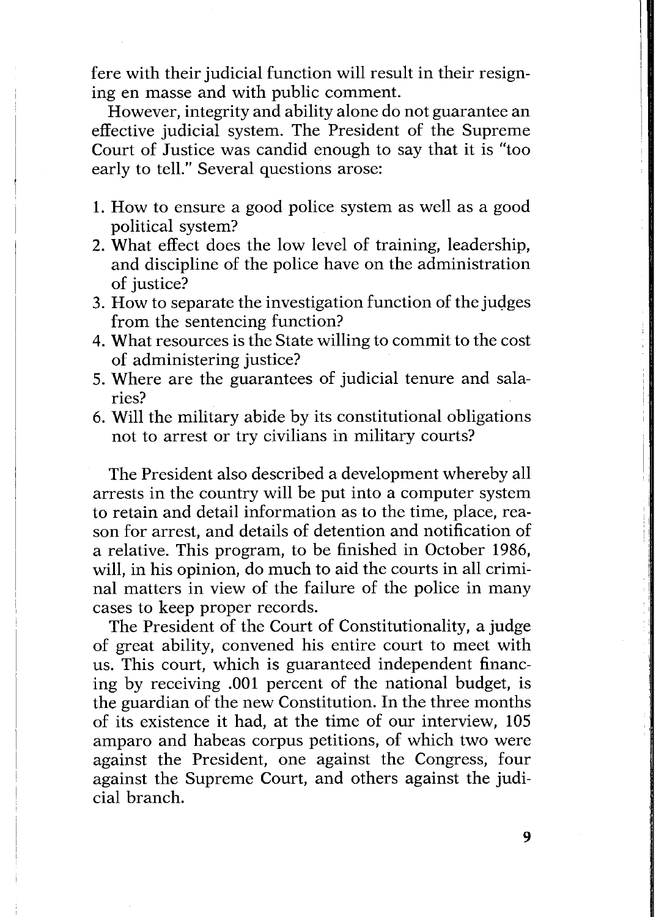fere with their judicial function will result in their resigning en masse and with public comment.

However, integrity and ability alone do not guarantee an effective judicial system. The President of the Supreme Court of Justice was candid enough to say that it is "too early to tell." Several questions arose:

1. How to ensure a good police system as well as a good political system?
2. What effect does the low level of training, leadership, and discipline of the police have on the administration of justice?
3. How to separate the investigation function of the judges from the sentencing function?
4. What resources is the State willing to commit to the cost of administering justice?
5. Where are the guarantees of judicial tenure and salaries?
6. Will the military abide by its constitutional obligations not to arrest or try civilians in military courts?

The President also described a development whereby all arrests in the country will be put into a computer system to retain and detail information as to the time, place, reason for arrest, and details of detention and notification of a relative. This program, to be finished in October 1986, will, in his opinion, do much to aid the courts in all criminal matters in view of the failure of the police in many cases to keep proper records.

The President of the Court of Constitutionality, a judge of great ability, convened his entire court to meet with us. This court, which is guaranteed independent financing by receiving .001 percent of the national budget, is the guardian of the new Constitution. In the three months of its existence it had, at the time of our interview, 105 amparo and habeas corpus petitions, of which two were against the President, one against the Congress, four against the Supreme Court, and others against the judicial branch.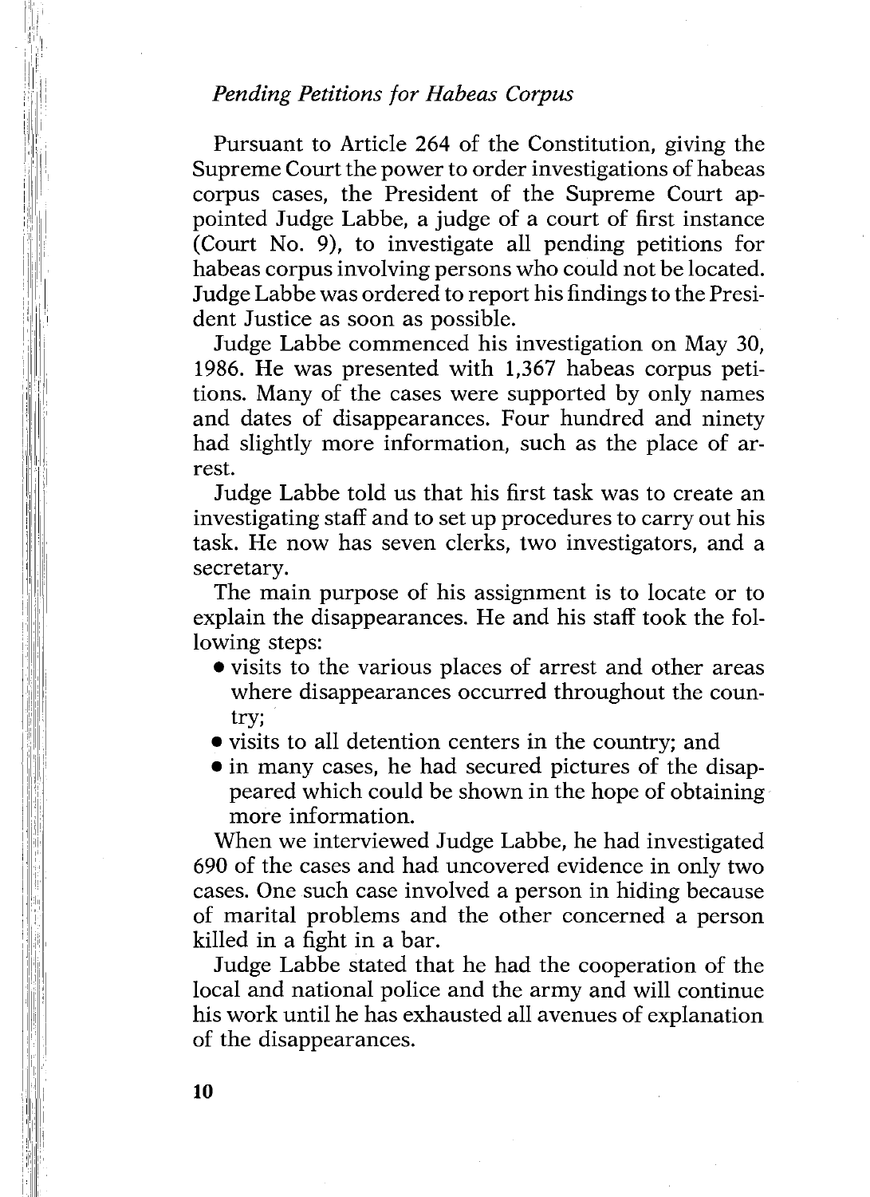*Pending Petitions for Habeas Corpus*

Pursuant to Article 264 of the Constitution, giving the Supreme Court the power to order investigations of habeas corpus cases, the President of the Supreme Court appointed Judge Labbe, a judge of a court of first instance (Court No. 9), to investigate all pending petitions for habeas corpus involving persons who could not be located. Judge Labbe was ordered to report his findings to the President Justice as soon as possible.

Judge Labbe commenced his investigation on May 30, 1986. He was presented with 1,367 habeas corpus petitions. Many of the cases were supported by only names and dates of disappearances. Four hundred and ninety had slightly more information, such as the place of arrest.

Judge Labbe told us that his first task was to create an investigating staff and to set up procedures to carry out his task. He now has seven clerks, two investigators, and a secretary.

The main purpose of his assignment is to locate or to explain the disappearances. He and his staff took the following steps:

- visits to the various places of arrest and other areas where disappearances occurred throughout the country;
- visits to all detention centers in the country; and
- in many cases, he had secured pictures of the disappeared which could be shown in the hope of obtaining more information.

When we interviewed Judge Labbe, he had investigated 690 of the cases and had uncovered evidence in only two cases. One such case involved a person in hiding because of marital problems and the other concerned a person killed in a fight in a bar.

Judge Labbe stated that he had the cooperation of the local and national police and the army and will continue his work until he has exhausted all avenues of explanation of the disappearances.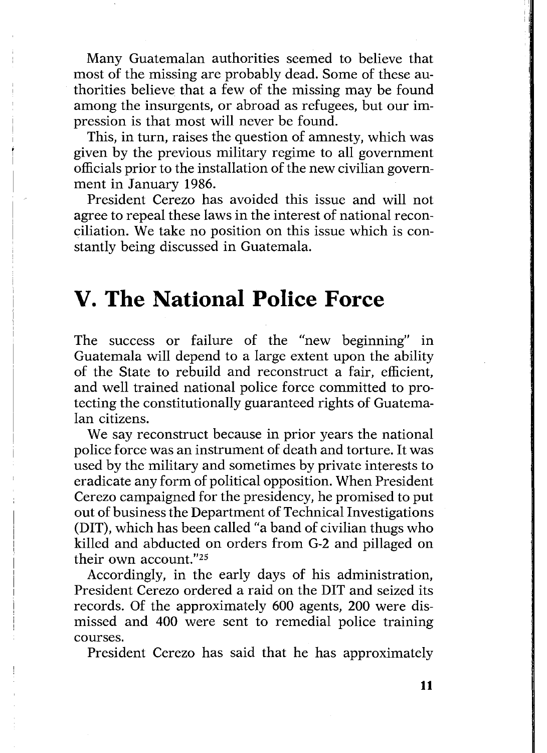Many Guatemalan authorities seemed to believe that most of the missing are probably dead. Some of these authorities believe that a few of the missing may be found among the insurgents, or abroad as refugees, but our impression is that most will never be found.

This, in turn, raises the question of amnesty, which was given by the previous military regime to all government officials prior to the installation of the new civilian government in January 1986.

President Cerezo has avoided this issue and will not agree to repeal these laws in the interest of national reconciliation. We take no position on this issue which is constantly being discussed in Guatemala.

# V. The National Police Force

The success or failure of the "new beginning" in Guatemala will depend to a large extent upon the ability of the State to rebuild and reconstruct a fair, efficient, and well trained national police force committed to protecting the constitutionally guaranteed rights of Guatemalan citizens.

We say reconstruct because in prior years the national police force was an instrument of death and torture. It was used by the military and sometimes by private interests to eradicate any form of political opposition. When President Cerezo campaigned for the presidency, he promised to put out of business the Department of Technical Investigations (DIT), which has been called "a band of civilian thugs who killed and abducted on orders from G-2 and pillaged on their own account."[25]

Accordingly, in the early days of his administration, President Cerezo ordered a raid on the DIT and seized its records. Of the approximately 600 agents, 200 were dismissed and 400 were sent to remedial police training courses.

President Cerezo has said that he has approximately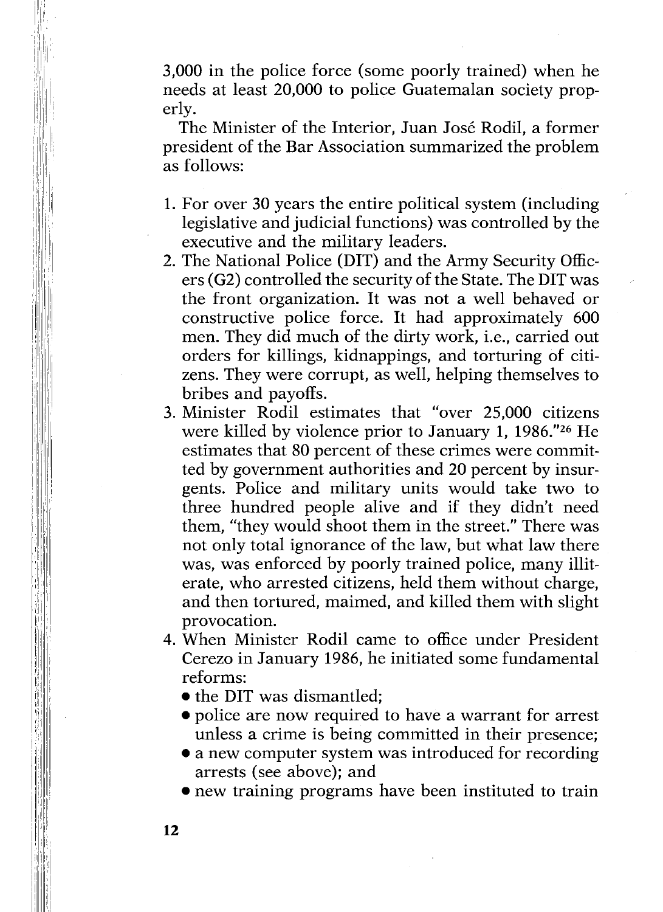3,000 in the police force (some poorly trained) when he needs at least 20,000 to police Guatemalan society properly.

The Minister of the Interior, Juan José Rodil, a former president of the Bar Association summarized the problem as follows:

1. For over 30 years the entire political system (including legislative and judicial functions) was controlled by the executive and the military leaders.
2. The National Police (DIT) and the Army Security Officers (G2) controlled the security of the State. The DIT was the front organization. It was not a well behaved or constructive police force. It had approximately 600 men. They did much of the dirty work, i.e., carried out orders for killings, kidnappings, and torturing of citizens. They were corrupt, as well, helping themselves to bribes and payoffs.
3. Minister Rodil estimates that "over 25,000 citizens were killed by violence prior to January 1, 1986."[26] He estimates that 80 percent of these crimes were committed by government authorities and 20 percent by insurgents. Police and military units would take two to three hundred people alive and if they didn't need them, "they would shoot them in the street." There was not only total ignorance of the law, but what law there was, was enforced by poorly trained police, many illiterate, who arrested citizens, held them without charge, and then tortured, maimed, and killed them with slight provocation.
4. When Minister Rodil came to office under President Cerezo in January 1986, he initiated some fundamental reforms:
   - the DIT was dismantled;
   - police are now required to have a warrant for arrest unless a crime is being committed in their presence;
   - a new computer system was introduced for recording arrests (see above); and
   - new training programs have been instituted to train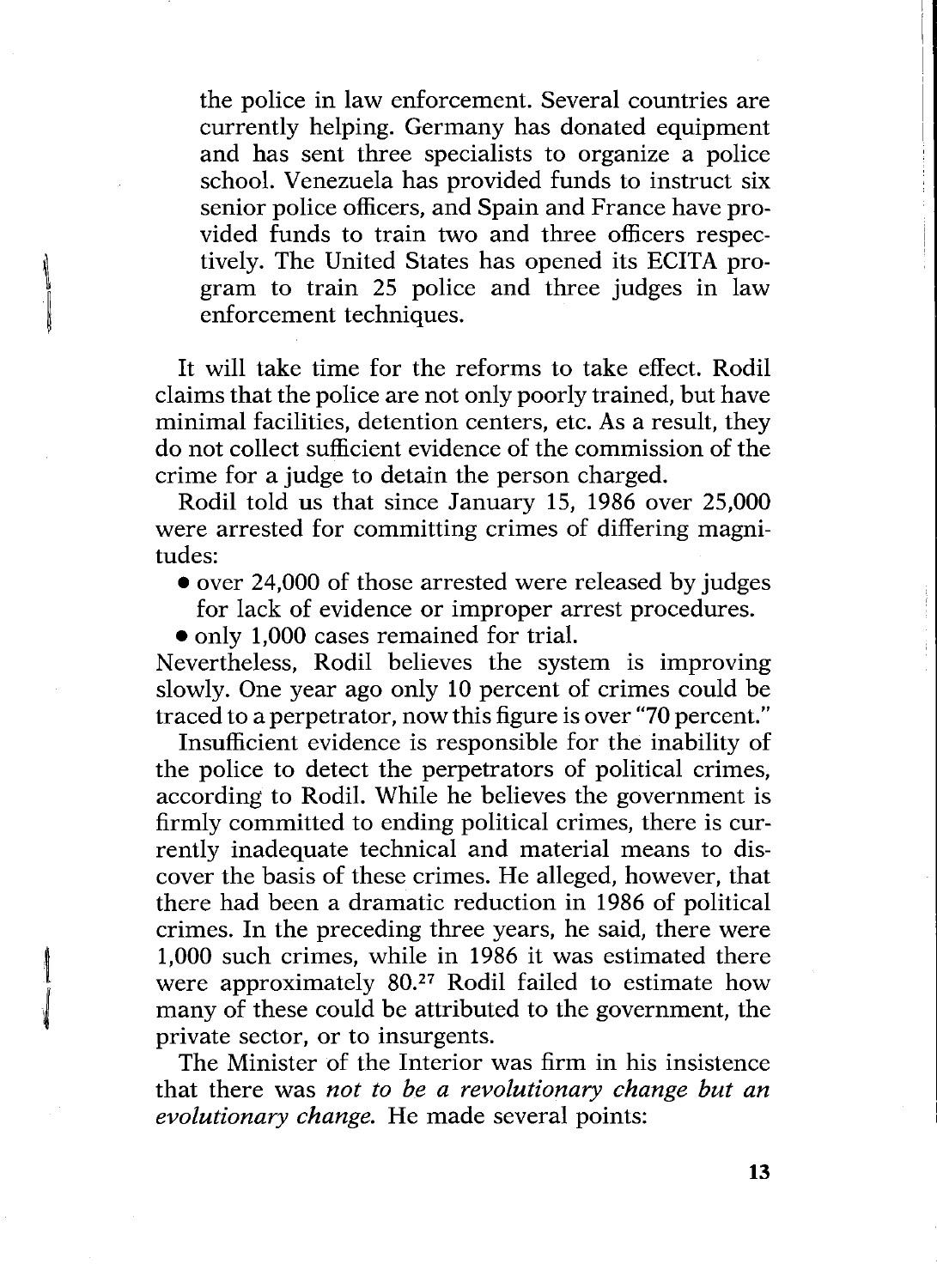> the police in law enforcement. Several countries are currently helping. Germany has donated equipment and has sent three specialists to organize a police school. Venezuela has provided funds to instruct six senior police officers, and Spain and France have provided funds to train two and three officers respectively. The United States has opened its ECITA program to train 25 police and three judges in law enforcement techniques.

It will take time for the reforms to take effect. Rodil claims that the police are not only poorly trained, but have minimal facilities, detention centers, etc. As a result, they do not collect sufficient evidence of the commission of the crime for a judge to detain the person charged.

Rodil told us that since January 15, 1986 over 25,000 were arrested for committing crimes of differing magnitudes:

- over 24,000 of those arrested were released by judges for lack of evidence or improper arrest procedures.
- only 1,000 cases remained for trial.

Nevertheless, Rodil believes the system is improving slowly. One year ago only 10 percent of crimes could be traced to a perpetrator, now this figure is over "70 percent."

Insufficient evidence is responsible for the inability of the police to detect the perpetrators of political crimes, according to Rodil. While he believes the government is firmly committed to ending political crimes, there is currently inadequate technical and material means to discover the basis of these crimes. He alleged, however, that there had been a dramatic reduction in 1986 of political crimes. In the preceding three years, he said, there were 1,000 such crimes, while in 1986 it was estimated there were approximately 80.[27] Rodil failed to estimate how many of these could be attributed to the government, the private sector, or to insurgents.

The Minister of the Interior was firm in his insistence that there was *not to be a revolutionary change but an evolutionary change.* He made several points: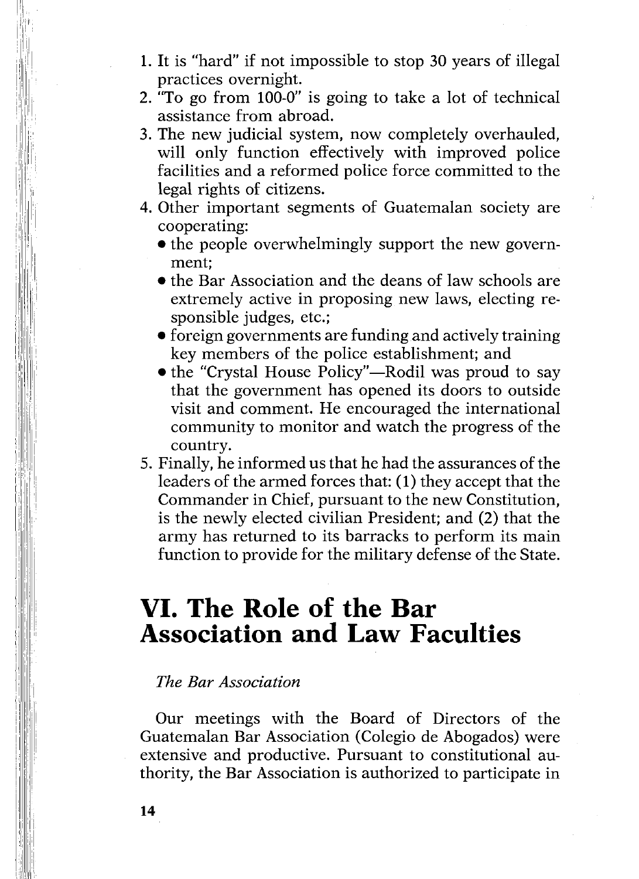1. It is "hard" if not impossible to stop 30 years of illegal practices overnight.
2. "To go from 100-0" is going to take a lot of technical assistance from abroad.
3. The new judicial system, now completely overhauled, will only function effectively with improved police facilities and a reformed police force committed to the legal rights of citizens.
4. Other important segments of Guatemalan society are cooperating:
   - the people overwhelmingly support the new government;
   - the Bar Association and the deans of law schools are extremely active in proposing new laws, electing responsible judges, etc.;
   - foreign governments are funding and actively training key members of the police establishment; and
   - the "Crystal House Policy"—Rodil was proud to say that the government has opened its doors to outside visit and comment. He encouraged the international community to monitor and watch the progress of the country.
5. Finally, he informed us that he had the assurances of the leaders of the armed forces that: (1) they accept that the Commander in Chief, pursuant to the new Constitution, is the newly elected civilian President; and (2) that the army has returned to its barracks to perform its main function to provide for the military defense of the State.

# VI. The Role of the Bar Association and Law Faculties

*The Bar Association*

Our meetings with the Board of Directors of the Guatemalan Bar Association (Colegio de Abogados) were extensive and productive. Pursuant to constitutional authority, the Bar Association is authorized to participate in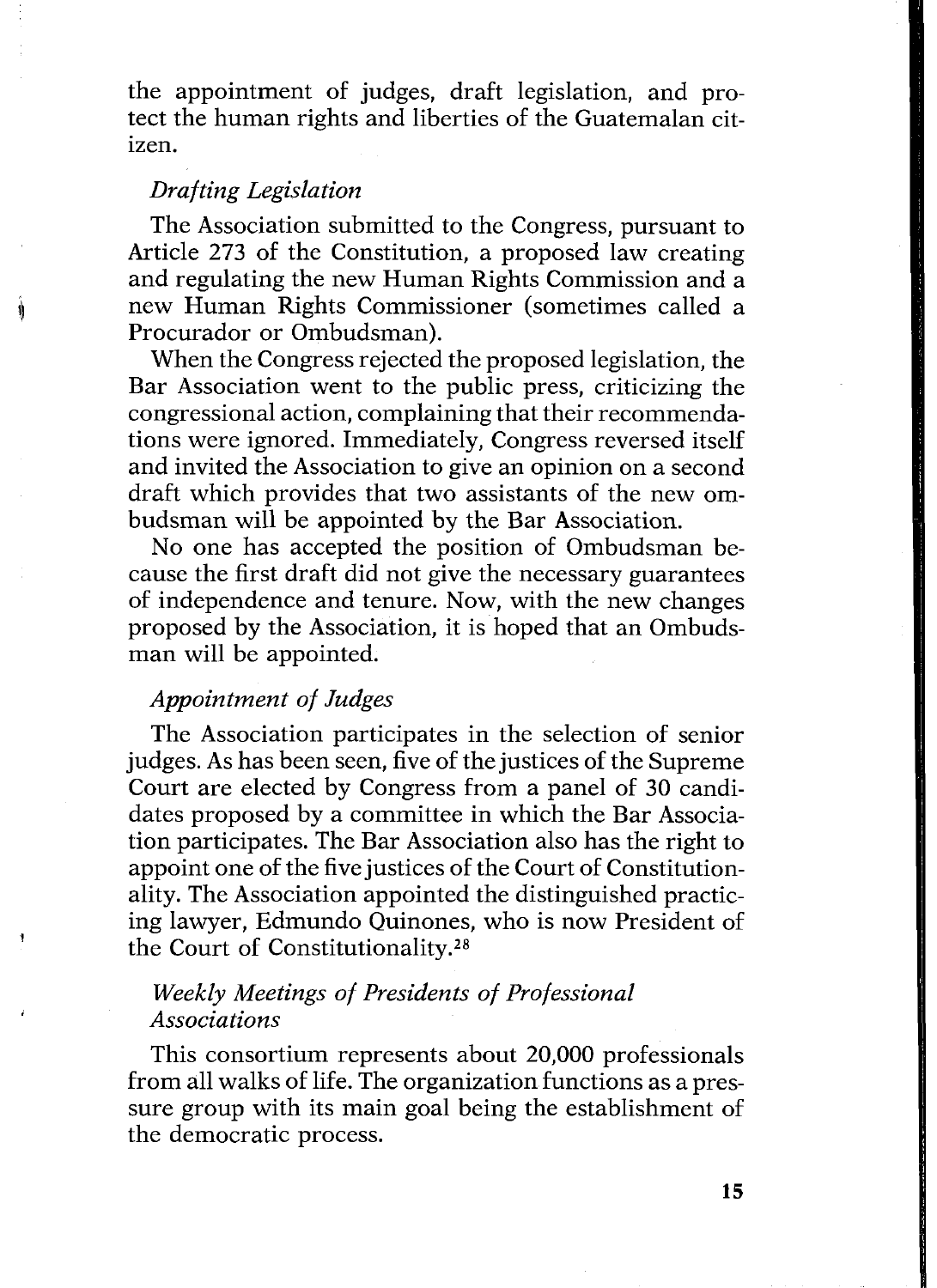the appointment of judges, draft legislation, and protect the human rights and liberties of the Guatemalan citizen.

### *Drafting Legislation*

The Association submitted to the Congress, pursuant to Article 273 of the Constitution, a proposed law creating and regulating the new Human Rights Commission and a new Human Rights Commissioner (sometimes called a Procurador or Ombudsman).

When the Congress rejected the proposed legislation, the Bar Association went to the public press, criticizing the congressional action, complaining that their recommendations were ignored. Immediately, Congress reversed itself and invited the Association to give an opinion on a second draft which provides that two assistants of the new ombudsman will be appointed by the Bar Association.

No one has accepted the position of Ombudsman because the first draft did not give the necessary guarantees of independence and tenure. Now, with the new changes proposed by the Association, it is hoped that an Ombudsman will be appointed.

### *Appointment of Judges*

The Association participates in the selection of senior judges. As has been seen, five of the justices of the Supreme Court are elected by Congress from a panel of 30 candidates proposed by a committee in which the Bar Association participates. The Bar Association also has the right to appoint one of the five justices of the Court of Constitutionality. The Association appointed the distinguished practicing lawyer, Edmundo Quinones, who is now President of the Court of Constitutionality.[28]

### *Weekly Meetings of Presidents of Professional Associations*

This consortium represents about 20,000 professionals from all walks of life. The organization functions as a pressure group with its main goal being the establishment of the democratic process.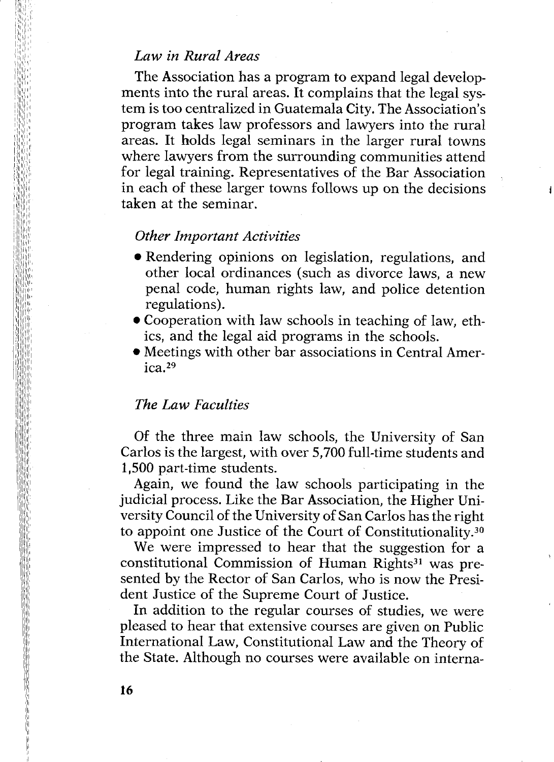### *Law in Rural Areas*

The Association has a program to expand legal developments into the rural areas. It complains that the legal system is too centralized in Guatemala City. The Association's program takes law professors and lawyers into the rural areas. It holds legal seminars in the larger rural towns where lawyers from the surrounding communities attend for legal training. Representatives of the Bar Association in each of these larger towns follows up on the decisions taken at the seminar.

### *Other Important Activities*

- Rendering opinions on legislation, regulations, and other local ordinances (such as divorce laws, a new penal code, human rights law, and police detention regulations).
- Cooperation with law schools in teaching of law, ethics, and the legal aid programs in the schools.
- Meetings with other bar associations in Central America.[29]

### *The Law Faculties*

Of the three main law schools, the University of San Carlos is the largest, with over 5,700 full-time students and 1,500 part-time students.

Again, we found the law schools participating in the judicial process. Like the Bar Association, the Higher University Council of the University of San Carlos has the right to appoint one Justice of the Court of Constitutionality.[30]

We were impressed to hear that the suggestion for a constitutional Commission of Human Rights[31] was presented by the Rector of San Carlos, who is now the President Justice of the Supreme Court of Justice.

In addition to the regular courses of studies, we were pleased to hear that extensive courses are given on Public International Law, Constitutional Law and the Theory of the State. Although no courses were available on interna-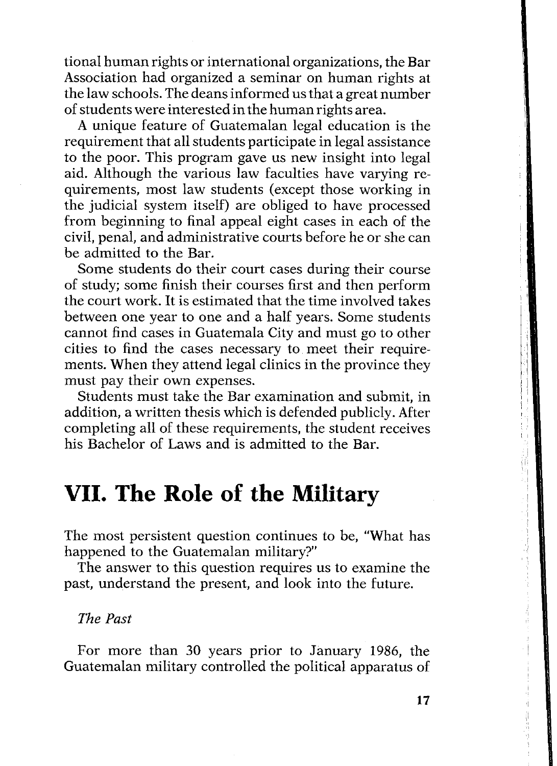tional human rights or international organizations, the Bar Association had organized a seminar on human rights at the law schools. The deans informed us that a great number of students were interested in the human rights area.

A unique feature of Guatemalan legal education is the requirement that all students participate in legal assistance to the poor. This program gave us new insight into legal aid. Although the various law faculties have varying requirements, most law students (except those working in the judicial system itself) are obliged to have processed from beginning to final appeal eight cases in each of the civil, penal, and administrative courts before he or she can be admitted to the Bar.

Some students do their court cases during their course of study; some finish their courses first and then perform the court work. It is estimated that the time involved takes between one year to one and a half years. Some students cannot find cases in Guatemala City and must go to other cities to find the cases necessary to meet their requirements. When they attend legal clinics in the province they must pay their own expenses.

Students must take the Bar examination and submit, in addition, a written thesis which is defended publicly. After completing all of these requirements, the student receives his Bachelor of Laws and is admitted to the Bar.

# VII. The Role of the Military

The most persistent question continues to be, "What has happened to the Guatemalan military?"

The answer to this question requires us to examine the past, understand the present, and look into the future.

*The Past*

For more than 30 years prior to January 1986, the Guatemalan military controlled the political apparatus of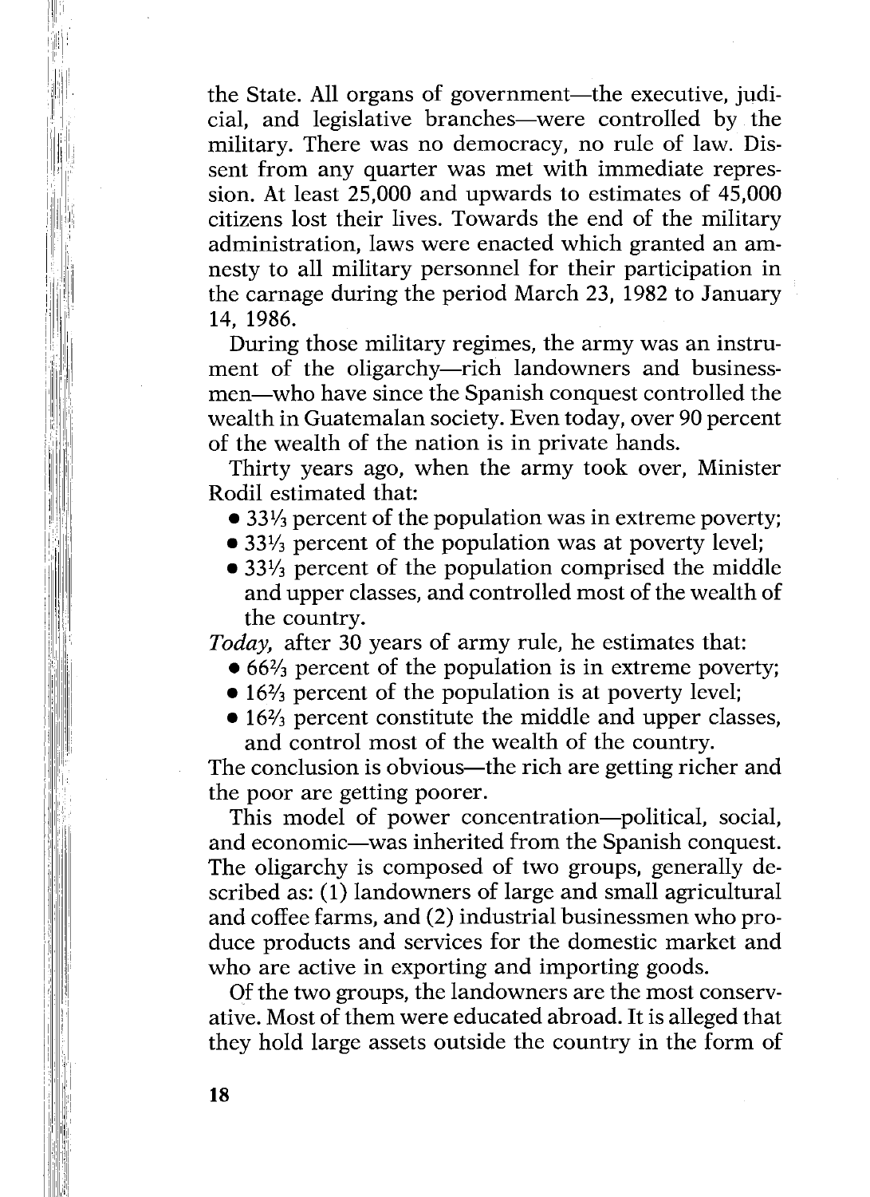the State. All organs of government—the executive, judicial, and legislative branches—were controlled by the military. There was no democracy, no rule of law. Dissent from any quarter was met with immediate repression. At least 25,000 and upwards to estimates of 45,000 citizens lost their lives. Towards the end of the military administration, laws were enacted which granted an amnesty to all military personnel for their participation in the carnage during the period March 23, 1982 to January 14, 1986.

During those military regimes, the army was an instrument of the oligarchy—rich landowners and businessmen—who have since the Spanish conquest controlled the wealth in Guatemalan society. Even today, over 90 percent of the wealth of the nation is in private hands.

Thirty years ago, when the army took over, Minister Rodil estimated that:

- 33⅓ percent of the population was in extreme poverty;
- 33⅓ percent of the population was at poverty level;
- 33⅓ percent of the population comprised the middle and upper classes, and controlled most of the wealth of the country.

*Today,* after 30 years of army rule, he estimates that:

- 66⅔ percent of the population is in extreme poverty;
- 16⅔ percent of the population is at poverty level;
- 16⅔ percent constitute the middle and upper classes, and control most of the wealth of the country.

The conclusion is obvious—the rich are getting richer and the poor are getting poorer.

This model of power concentration—political, social, and economic—was inherited from the Spanish conquest. The oligarchy is composed of two groups, generally described as: (1) landowners of large and small agricultural and coffee farms, and (2) industrial businessmen who produce products and services for the domestic market and who are active in exporting and importing goods.

Of the two groups, the landowners are the most conservative. Most of them were educated abroad. It is alleged that they hold large assets outside the country in the form of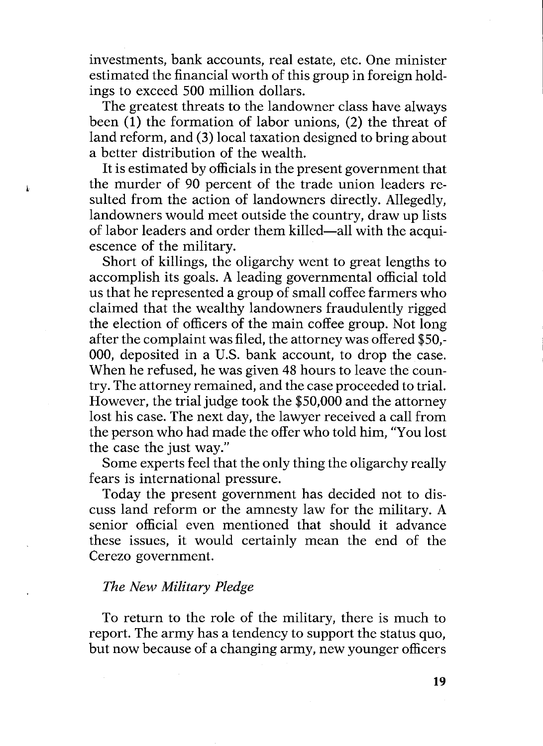investments, bank accounts, real estate, etc. One minister estimated the financial worth of this group in foreign holdings to exceed 500 million dollars.

The greatest threats to the landowner class have always been (1) the formation of labor unions, (2) the threat of land reform, and (3) local taxation designed to bring about a better distribution of the wealth.

It is estimated by officials in the present government that the murder of 90 percent of the trade union leaders resulted from the action of landowners directly. Allegedly, landowners would meet outside the country, draw up lists of labor leaders and order them killed—all with the acquiescence of the military.

Short of killings, the oligarchy went to great lengths to accomplish its goals. A leading governmental official told us that he represented a group of small coffee farmers who claimed that the wealthy landowners fraudulently rigged the election of officers of the main coffee group. Not long after the complaint was filed, the attorney was offered $50,000, deposited in a U.S. bank account, to drop the case. When he refused, he was given 48 hours to leave the country. The attorney remained, and the case proceeded to trial. However, the trial judge took the $50,000 and the attorney lost his case. The next day, the lawyer received a call from the person who had made the offer who told him, "You lost the case the just way."

Some experts feel that the only thing the oligarchy really fears is international pressure.

Today the present government has decided not to discuss land reform or the amnesty law for the military. A senior official even mentioned that should it advance these issues, it would certainly mean the end of the Cerezo government.

### *The New Military Pledge*

To return to the role of the military, there is much to report. The army has a tendency to support the status quo, but now because of a changing army, new younger officers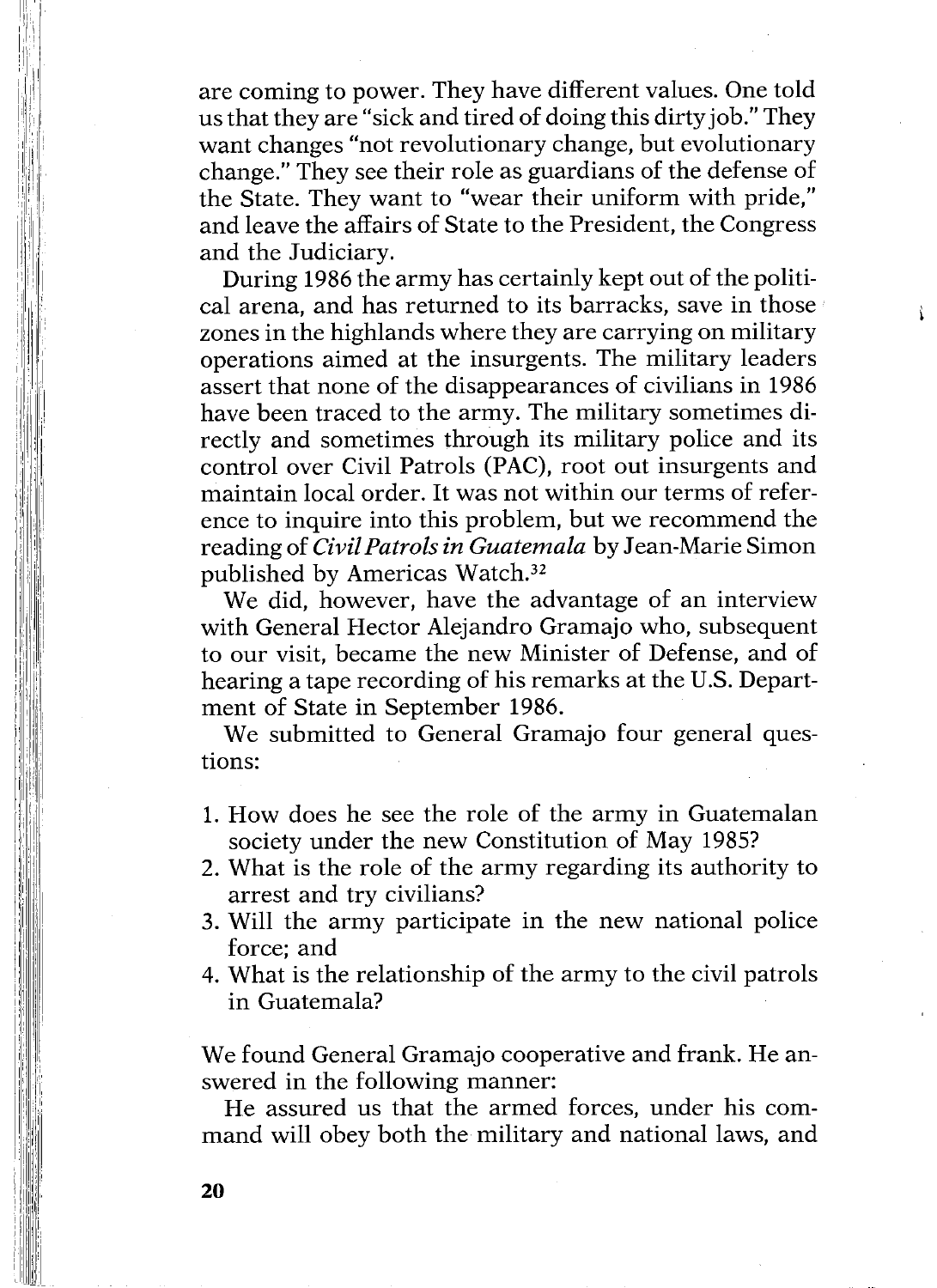are coming to power. They have different values. One told us that they are "sick and tired of doing this dirty job." They want changes "not revolutionary change, but evolutionary change." They see their role as guardians of the defense of the State. They want to "wear their uniform with pride," and leave the affairs of State to the President, the Congress and the Judiciary.

During 1986 the army has certainly kept out of the political arena, and has returned to its barracks, save in those zones in the highlands where they are carrying on military operations aimed at the insurgents. The military leaders assert that none of the disappearances of civilians in 1986 have been traced to the army. The military sometimes directly and sometimes through its military police and its control over Civil Patrols (PAC), root out insurgents and maintain local order. It was not within our terms of reference to inquire into this problem, but we recommend the reading of *Civil Patrols in Guatemala* by Jean-Marie Simon published by Americas Watch.[32]

We did, however, have the advantage of an interview with General Hector Alejandro Gramajo who, subsequent to our visit, became the new Minister of Defense, and of hearing a tape recording of his remarks at the U.S. Department of State in September 1986.

We submitted to General Gramajo four general questions:

1. How does he see the role of the army in Guatemalan society under the new Constitution of May 1985?
2. What is the role of the army regarding its authority to arrest and try civilians?
3. Will the army participate in the new national police force; and
4. What is the relationship of the army to the civil patrols in Guatemala?

We found General Gramajo cooperative and frank. He answered in the following manner:

He assured us that the armed forces, under his command will obey both the military and national laws, and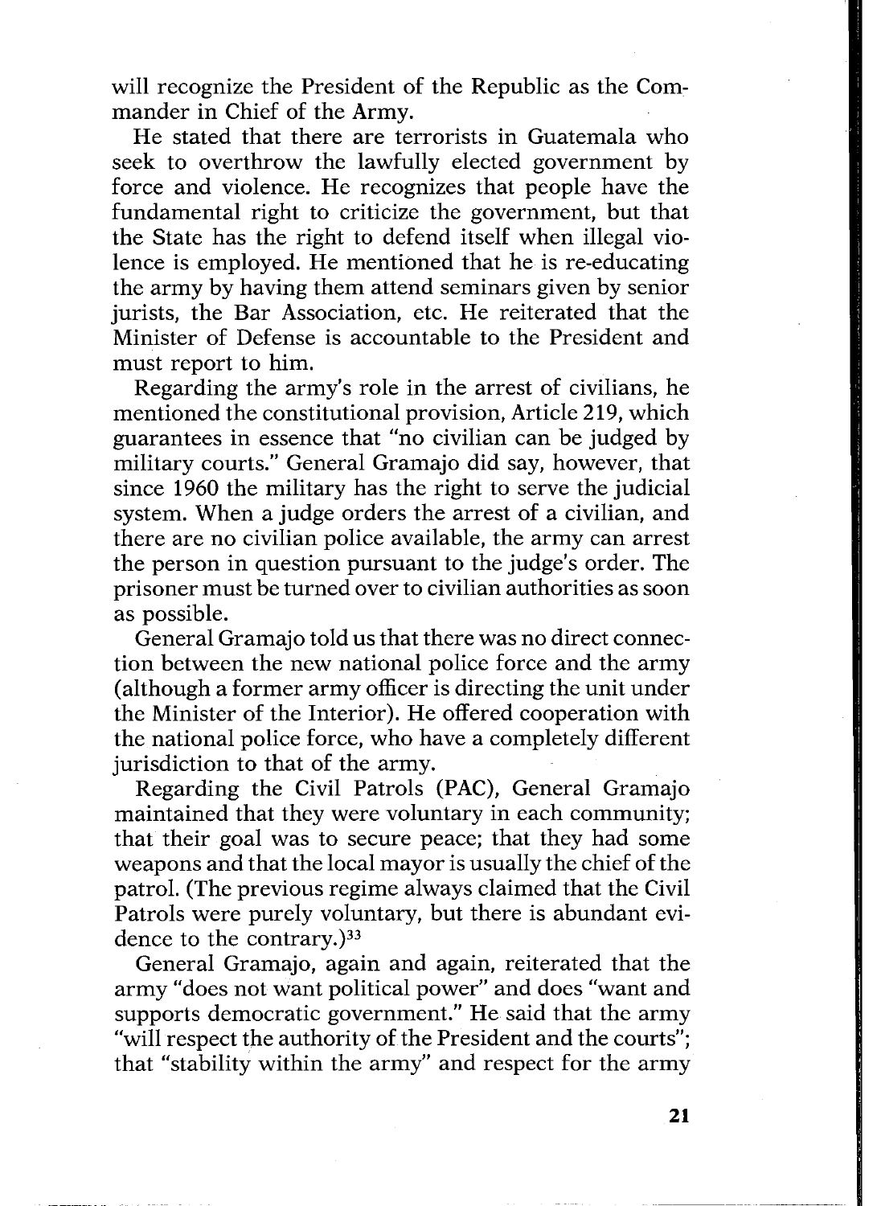will recognize the President of the Republic as the Commander in Chief of the Army.

He stated that there are terrorists in Guatemala who seek to overthrow the lawfully elected government by force and violence. He recognizes that people have the fundamental right to criticize the government, but that the State has the right to defend itself when illegal violence is employed. He mentioned that he is re-educating the army by having them attend seminars given by senior jurists, the Bar Association, etc. He reiterated that the Minister of Defense is accountable to the President and must report to him.

Regarding the army's role in the arrest of civilians, he mentioned the constitutional provision, Article 219, which guarantees in essence that "no civilian can be judged by military courts." General Gramajo did say, however, that since 1960 the military has the right to serve the judicial system. When a judge orders the arrest of a civilian, and there are no civilian police available, the army can arrest the person in question pursuant to the judge's order. The prisoner must be turned over to civilian authorities as soon as possible.

General Gramajo told us that there was no direct connection between the new national police force and the army (although a former army officer is directing the unit under the Minister of the Interior). He offered cooperation with the national police force, who have a completely different jurisdiction to that of the army.

Regarding the Civil Patrols (PAC), General Gramajo maintained that they were voluntary in each community; that their goal was to secure peace; that they had some weapons and that the local mayor is usually the chief of the patrol. (The previous regime always claimed that the Civil Patrols were purely voluntary, but there is abundant evidence to the contrary.)[33]

General Gramajo, again and again, reiterated that the army "does not want political power" and does "want and supports democratic government." He said that the army "will respect the authority of the President and the courts"; that "stability within the army" and respect for the army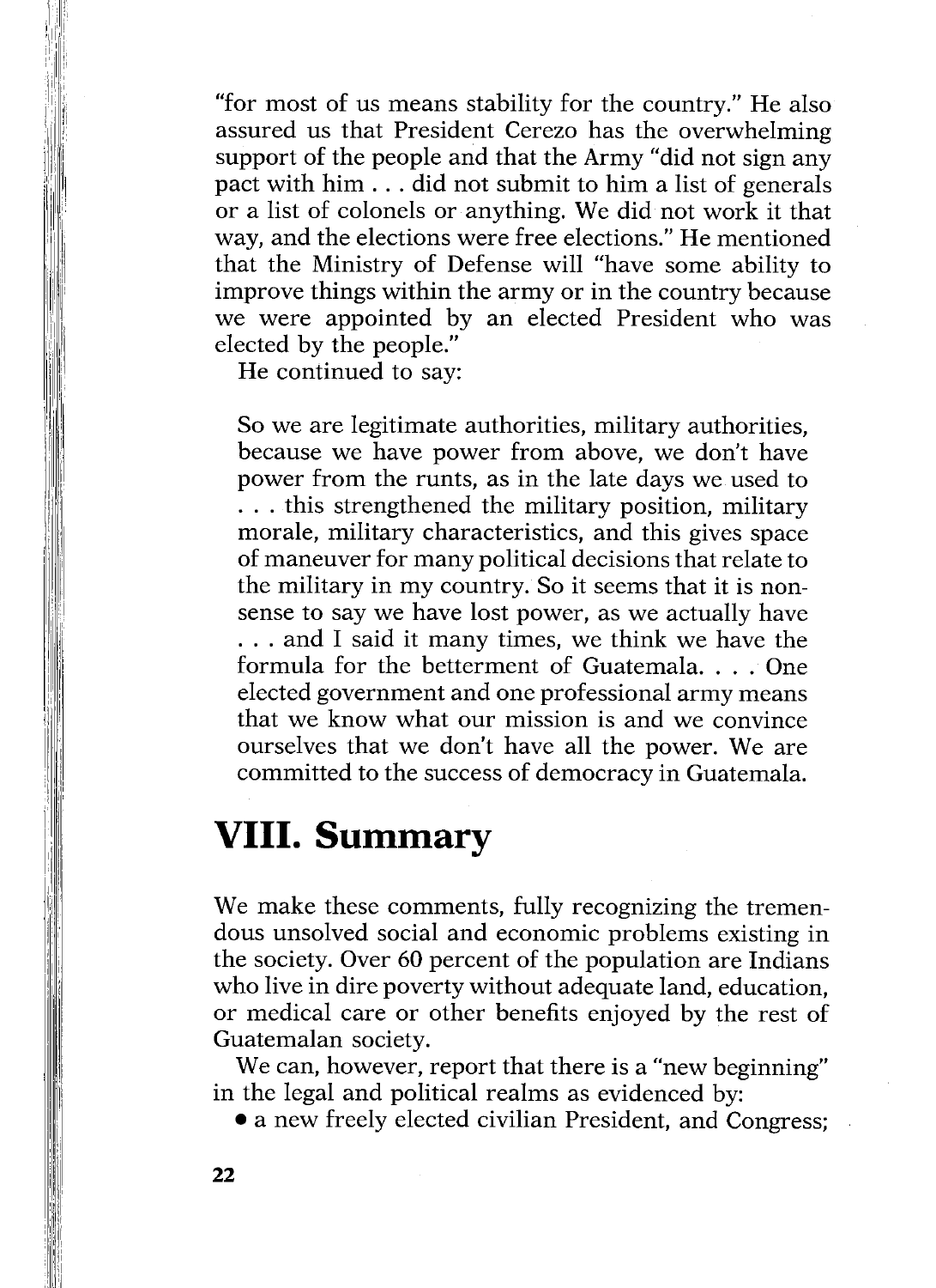"for most of us means stability for the country." He also assured us that President Cerezo has the overwhelming support of the people and that the Army "did not sign any pact with him . . . did not submit to him a list of generals or a list of colonels or anything. We did not work it that way, and the elections were free elections." He mentioned that the Ministry of Defense will "have some ability to improve things within the army or in the country because we were appointed by an elected President who was elected by the people."

He continued to say:

> So we are legitimate authorities, military authorities, because we have power from above, we don't have power from the runts, as in the late days we used to . . . this strengthened the military position, military morale, military characteristics, and this gives space of maneuver for many political decisions that relate to the military in my country. So it seems that it is nonsense to say we have lost power, as we actually have . . . and I said it many times, we think we have the formula for the betterment of Guatemala. . . . One elected government and one professional army means that we know what our mission is and we convince ourselves that we don't have all the power. We are committed to the success of democracy in Guatemala.

## VIII. Summary

We make these comments, fully recognizing the tremendous unsolved social and economic problems existing in the society. Over 60 percent of the population are Indians who live in dire poverty without adequate land, education, or medical care or other benefits enjoyed by the rest of Guatemalan society.

We can, however, report that there is a "new beginning" in the legal and political realms as evidenced by:

- a new freely elected civilian President, and Congress;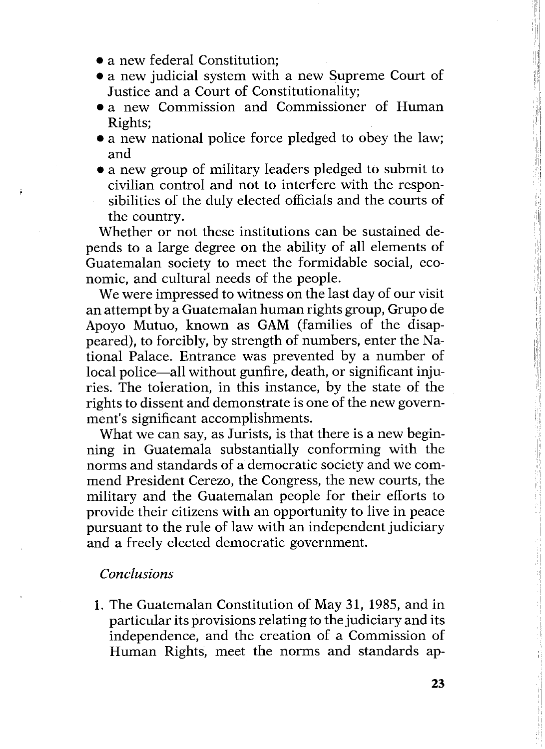- a new federal Constitution;
- a new judicial system with a new Supreme Court of Justice and a Court of Constitutionality;
- a new Commission and Commissioner of Human Rights;
- a new national police force pledged to obey the law; and
- a new group of military leaders pledged to submit to civilian control and not to interfere with the responsibilities of the duly elected officials and the courts of the country.

Whether or not these institutions can be sustained depends to a large degree on the ability of all elements of Guatemalan society to meet the formidable social, economic, and cultural needs of the people.

We were impressed to witness on the last day of our visit an attempt by a Guatemalan human rights group, Grupo de Apoyo Mutuo, known as GAM (families of the disappeared), to forcibly, by strength of numbers, enter the National Palace. Entrance was prevented by a number of local police—all without gunfire, death, or significant injuries. The toleration, in this instance, by the state of the rights to dissent and demonstrate is one of the new government's significant accomplishments.

What we can say, as Jurists, is that there is a new beginning in Guatemala substantially conforming with the norms and standards of a democratic society and we commend President Cerezo, the Congress, the new courts, the military and the Guatemalan people for their efforts to provide their citizens with an opportunity to live in peace pursuant to the rule of law with an independent judiciary and a freely elected democratic government.

*Conclusions*

1. The Guatemalan Constitution of May 31, 1985, and in particular its provisions relating to the judiciary and its independence, and the creation of a Commission of Human Rights, meet the norms and standards ap-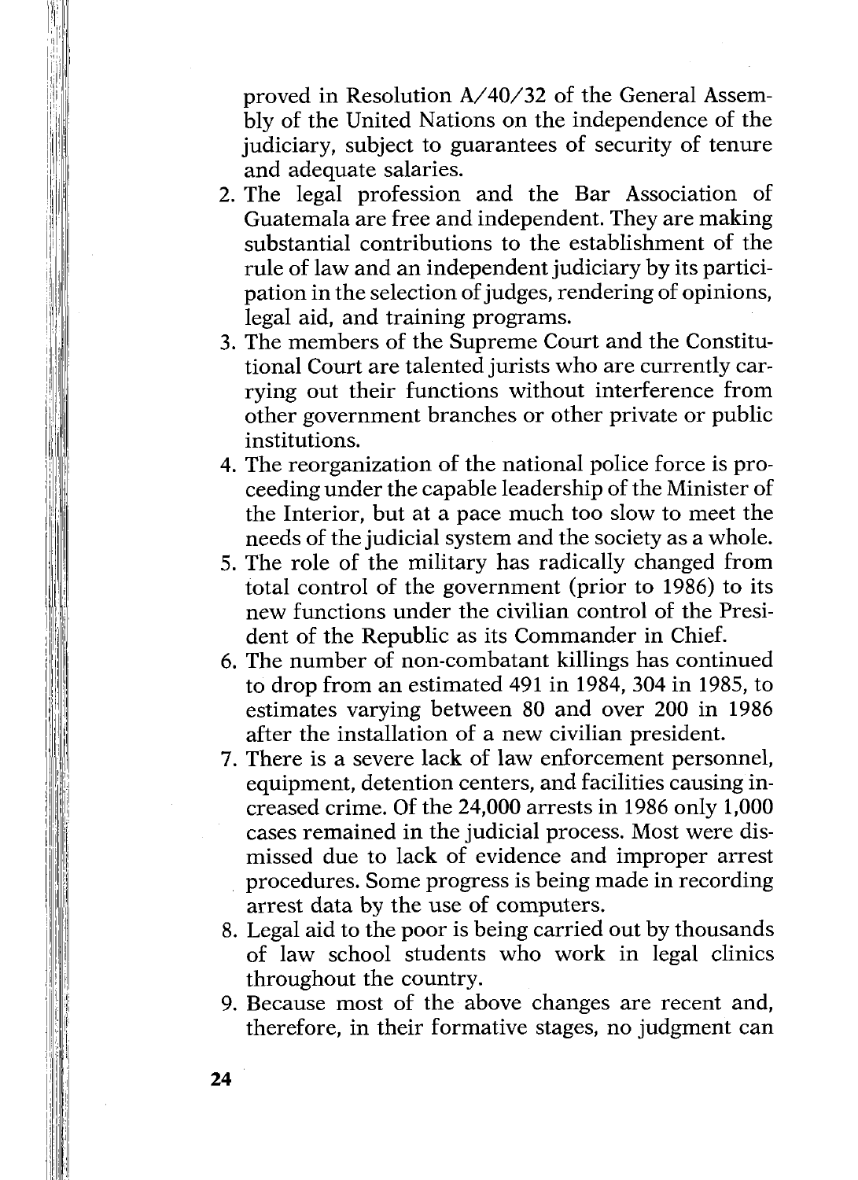proved in Resolution A/40/32 of the General Assembly of the United Nations on the independence of the judiciary, subject to guarantees of security of tenure and adequate salaries.

2. The legal profession and the Bar Association of Guatemala are free and independent. They are making substantial contributions to the establishment of the rule of law and an independent judiciary by its participation in the selection of judges, rendering of opinions, legal aid, and training programs.
3. The members of the Supreme Court and the Constitutional Court are talented jurists who are currently carrying out their functions without interference from other government branches or other private or public institutions.
4. The reorganization of the national police force is proceeding under the capable leadership of the Minister of the Interior, but at a pace much too slow to meet the needs of the judicial system and the society as a whole.
5. The role of the military has radically changed from total control of the government (prior to 1986) to its new functions under the civilian control of the President of the Republic as its Commander in Chief.
6. The number of non-combatant killings has continued to drop from an estimated 491 in 1984, 304 in 1985, to estimates varying between 80 and over 200 in 1986 after the installation of a new civilian president.
7. There is a severe lack of law enforcement personnel, equipment, detention centers, and facilities causing increased crime. Of the 24,000 arrests in 1986 only 1,000 cases remained in the judicial process. Most were dismissed due to lack of evidence and improper arrest procedures. Some progress is being made in recording arrest data by the use of computers.
8. Legal aid to the poor is being carried out by thousands of law school students who work in legal clinics throughout the country.
9. Because most of the above changes are recent and, therefore, in their formative stages, no judgment can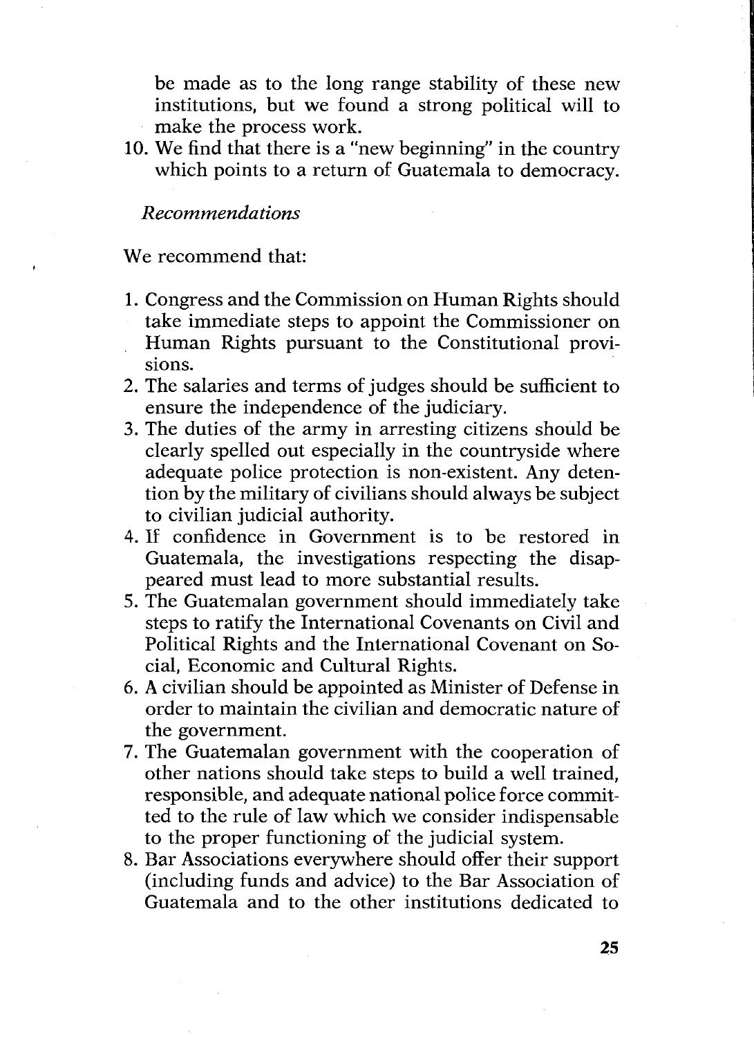be made as to the long range stability of these new institutions, but we found a strong political will to make the process work.

10. We find that there is a "new beginning" in the country which points to a return of Guatemala to democracy.

*Recommendations*

We recommend that:

1. Congress and the Commission on Human Rights should take immediate steps to appoint the Commissioner on Human Rights pursuant to the Constitutional provisions.
2. The salaries and terms of judges should be sufficient to ensure the independence of the judiciary.
3. The duties of the army in arresting citizens should be clearly spelled out especially in the countryside where adequate police protection is non-existent. Any detention by the military of civilians should always be subject to civilian judicial authority.
4. If confidence in Government is to be restored in Guatemala, the investigations respecting the disappeared must lead to more substantial results.
5. The Guatemalan government should immediately take steps to ratify the International Covenants on Civil and Political Rights and the International Covenant on Social, Economic and Cultural Rights.
6. A civilian should be appointed as Minister of Defense in order to maintain the civilian and democratic nature of the government.
7. The Guatemalan government with the cooperation of other nations should take steps to build a well trained, responsible, and adequate national police force committed to the rule of law which we consider indispensable to the proper functioning of the judicial system.
8. Bar Associations everywhere should offer their support (including funds and advice) to the Bar Association of Guatemala and to the other institutions dedicated to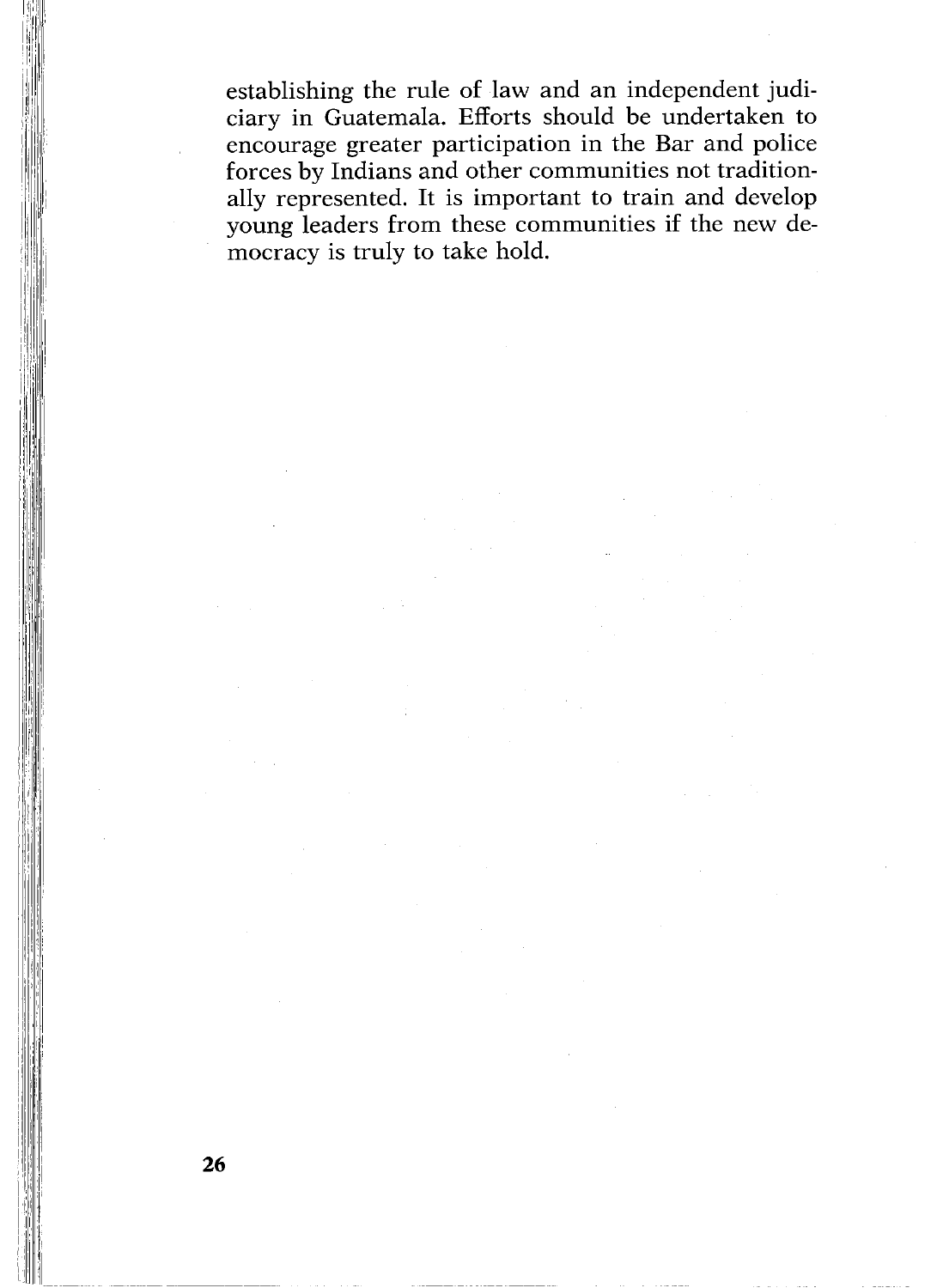establishing the rule of law and an independent judiciary in Guatemala. Efforts should be undertaken to encourage greater participation in the Bar and police forces by Indians and other communities not traditionally represented. It is important to train and develop young leaders from these communities if the new democracy is truly to take hold.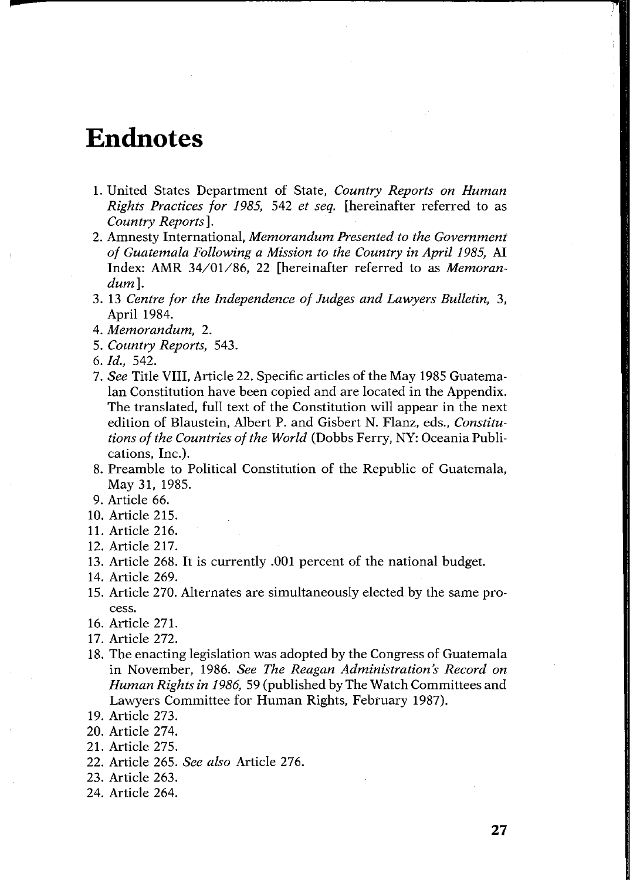# Endnotes

1. United States Department of State, *Country Reports on Human Rights Practices for 1985,* 542 *et seq.* [hereinafter referred to as *Country Reports*].
2. Amnesty International, *Memorandum Presented to the Government of Guatemala Following a Mission to the Country in April 1985,* AI Index: AMR 34/01/86, 22 [hereinafter referred to as *Memorandum*].
3. 13 *Centre for the Independence of Judges and Lawyers Bulletin,* 3, April 1984.
4. *Memorandum,* 2.
5. *Country Reports,* 543.
6. *Id.,* 542.
7. *See* Title VIII, Article 22. Specific articles of the May 1985 Guatemalan Constitution have been copied and are located in the Appendix. The translated, full text of the Constitution will appear in the next edition of Blaustein, Albert P. and Gisbert N. Flanz, eds., *Constitutions of the Countries of the World* (Dobbs Ferry, NY: Oceania Publications, Inc.).
8. Preamble to Political Constitution of the Republic of Guatemala, May 31, 1985.
9. Article 66.
10. Article 215.
11. Article 216.
12. Article 217.
13. Article 268. It is currently .001 percent of the national budget.
14. Article 269.
15. Article 270. Alternates are simultaneously elected by the same process.
16. Article 271.
17. Article 272.
18. The enacting legislation was adopted by the Congress of Guatemala in November, 1986. *See The Reagan Administration's Record on Human Rights in 1986,* 59 (published by The Watch Committees and Lawyers Committee for Human Rights, February 1987).
19. Article 273.
20. Article 274.
21. Article 275.
22. Article 265. *See also* Article 276.
23. Article 263.
24. Article 264.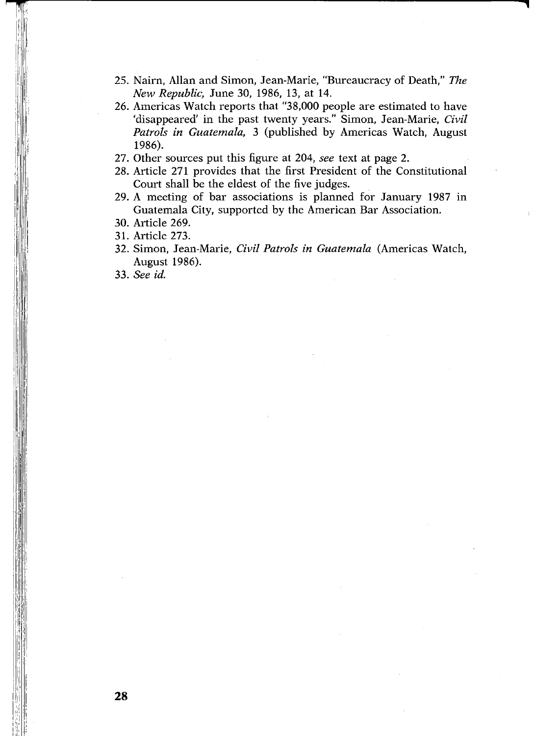25. Nairn, Allan and Simon, Jean-Marie, "Bureaucracy of Death," *The New Republic,* June 30, 1986, 13, at 14.
26. Americas Watch reports that "38,000 people are estimated to have 'disappeared' in the past twenty years." Simon, Jean-Marie, *Civil Patrols in Guatemala,* 3 (published by Americas Watch, August 1986).
27. Other sources put this figure at 204, *see* text at page 2.
28. Article 271 provides that the first President of the Constitutional Court shall be the eldest of the five judges.
29. A meeting of bar associations is planned for January 1987 in Guatemala City, supported by the American Bar Association.
30. Article 269.
31. Article 273.
32. Simon, Jean-Marie, *Civil Patrols in Guatemala* (Americas Watch, August 1986).
33. *See id.*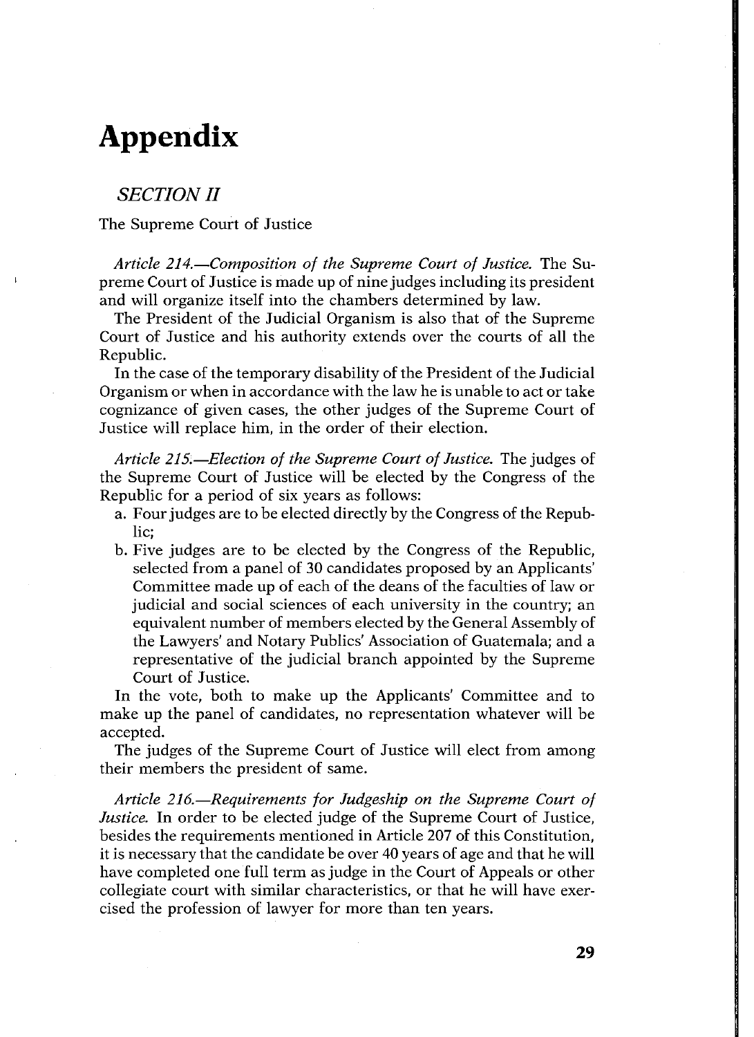# Appendix

## *SECTION II*

The Supreme Court of Justice

*Article 214.—Composition of the Supreme Court of Justice.* The Supreme Court of Justice is made up of nine judges including its president and will organize itself into the chambers determined by law.

The President of the Judicial Organism is also that of the Supreme Court of Justice and his authority extends over the courts of all the Republic.

In the case of the temporary disability of the President of the Judicial Organism or when in accordance with the law he is unable to act or take cognizance of given cases, the other judges of the Supreme Court of Justice will replace him, in the order of their election.

*Article 215.—Election of the Supreme Court of Justice.* The judges of the Supreme Court of Justice will be elected by the Congress of the Republic for a period of six years as follows:

a. Four judges are to be elected directly by the Congress of the Republic;
b. Five judges are to be elected by the Congress of the Republic, selected from a panel of 30 candidates proposed by an Applicants' Committee made up of each of the deans of the faculties of law or judicial and social sciences of each university in the country; an equivalent number of members elected by the General Assembly of the Lawyers' and Notary Publics' Association of Guatemala; and a representative of the judicial branch appointed by the Supreme Court of Justice.

In the vote, both to make up the Applicants' Committee and to make up the panel of candidates, no representation whatever will be accepted.

The judges of the Supreme Court of Justice will elect from among their members the president of same.

*Article 216.—Requirements for Judgeship on the Supreme Court of Justice.* In order to be elected judge of the Supreme Court of Justice, besides the requirements mentioned in Article 207 of this Constitution, it is necessary that the candidate be over 40 years of age and that he will have completed one full term as judge in the Court of Appeals or other collegiate court with similar characteristics, or that he will have exercised the profession of lawyer for more than ten years.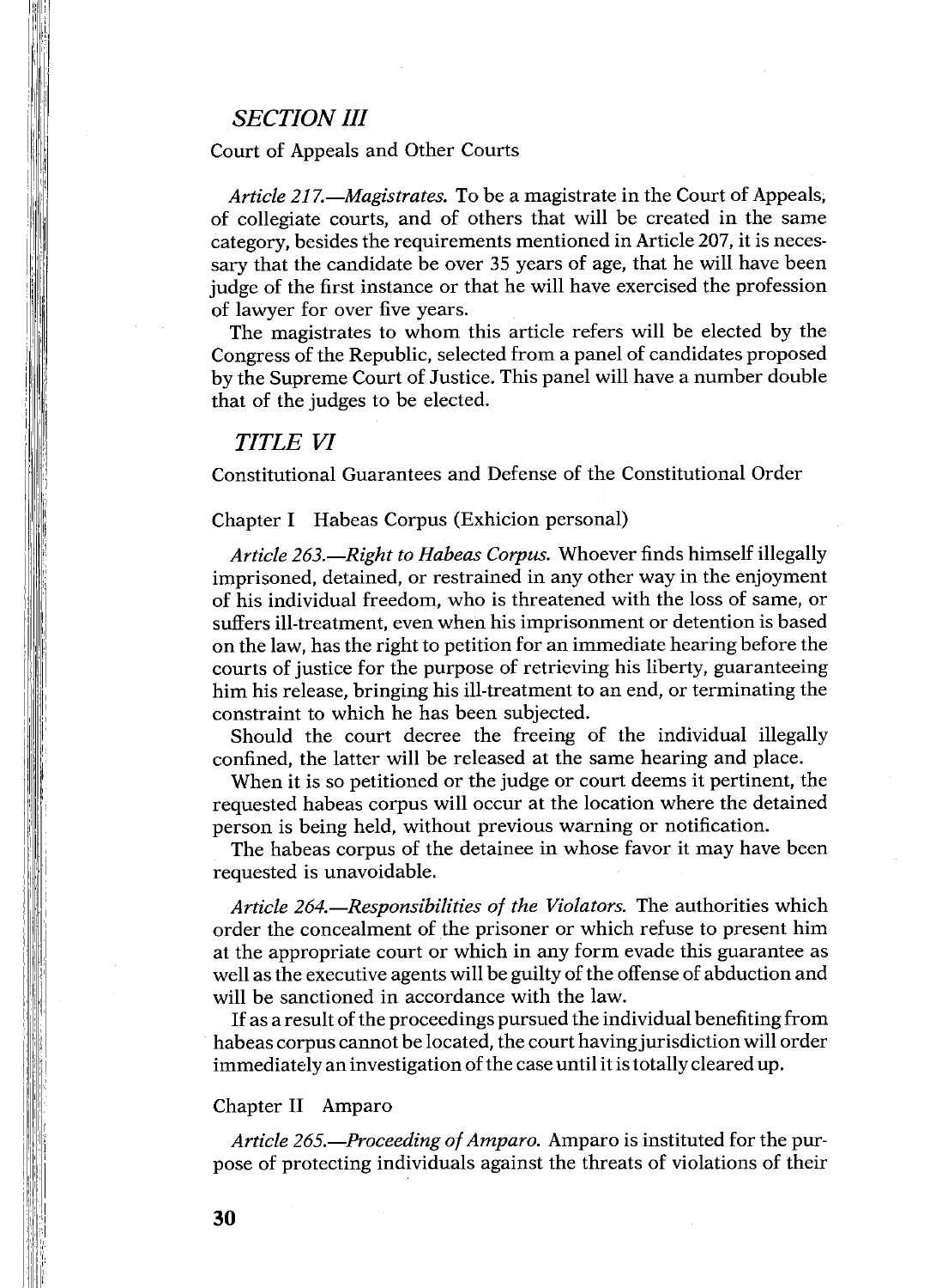## *SECTION III*

Court of Appeals and Other Courts

*Article 217.—Magistrates.* To be a magistrate in the Court of Appeals, of collegiate courts, and of others that will be created in the same category, besides the requirements mentioned in Article 207, it is necessary that the candidate be over 35 years of age, that he will have been judge of the first instance or that he will have exercised the profession of lawyer for over five years.

The magistrates to whom this article refers will be elected by the Congress of the Republic, selected from a panel of candidates proposed by the Supreme Court of Justice. This panel will have a number double that of the judges to be elected.

## *TITLE VI*

Constitutional Guarantees and Defense of the Constitutional Order

### Chapter I Habeas Corpus (Exhicion personal)

*Article 263.—Right to Habeas Corpus.* Whoever finds himself illegally imprisoned, detained, or restrained in any other way in the enjoyment of his individual freedom, who is threatened with the loss of same, or suffers ill-treatment, even when his imprisonment or detention is based on the law, has the right to petition for an immediate hearing before the courts of justice for the purpose of retrieving his liberty, guaranteeing him his release, bringing his ill-treatment to an end, or terminating the constraint to which he has been subjected.

Should the court decree the freeing of the individual illegally confined, the latter will be released at the same hearing and place.

When it is so petitioned or the judge or court deems it pertinent, the requested habeas corpus will occur at the location where the detained person is being held, without previous warning or notification.

The habeas corpus of the detainee in whose favor it may have been requested is unavoidable.

*Article 264.—Responsibilities of the Violators.* The authorities which order the concealment of the prisoner or which refuse to present him at the appropriate court or which in any form evade this guarantee as well as the executive agents will be guilty of the offense of abduction and will be sanctioned in accordance with the law.

If as a result of the proceedings pursued the individual benefiting from habeas corpus cannot be located, the court having jurisdiction will order immediately an investigation of the case until it is totally cleared up.

### Chapter II Amparo

*Article 265.—Proceeding of Amparo.* Amparo is instituted for the purpose of protecting individuals against the threats of violations of their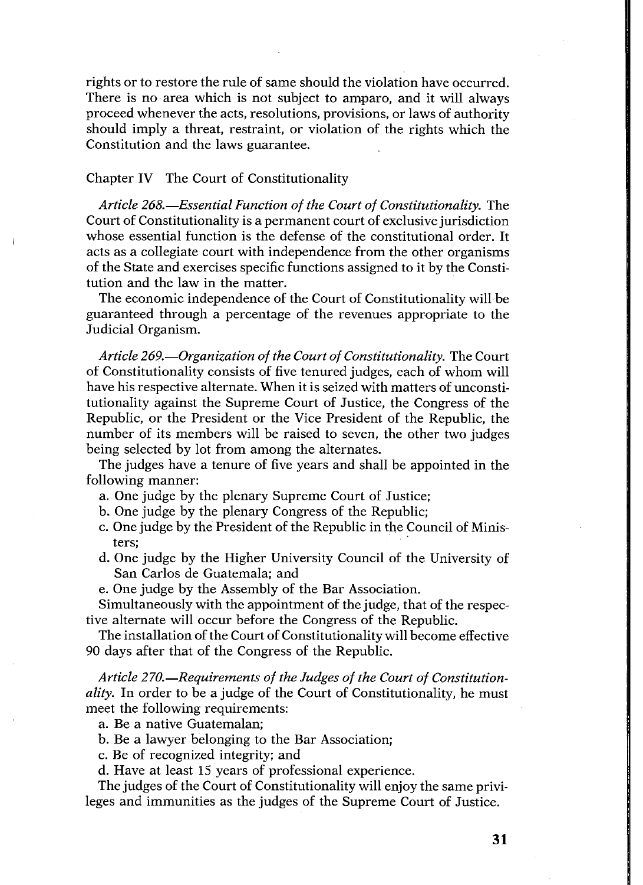rights or to restore the rule of same should the violation have occurred. There is no area which is not subject to amparo, and it will always proceed whenever the acts, resolutions, provisions, or laws of authority should imply a threat, restraint, or violation of the rights which the Constitution and the laws guarantee.

## Chapter IV The Court of Constitutionality

*Article 268.—Essential Function of the Court of Constitutionality.* The Court of Constitutionality is a permanent court of exclusive jurisdiction whose essential function is the defense of the constitutional order. It acts as a collegiate court with independence from the other organisms of the State and exercises specific functions assigned to it by the Constitution and the law in the matter.

The economic independence of the Court of Constitutionality will be guaranteed through a percentage of the revenues appropriate to the Judicial Organism.

*Article 269.—Organization of the Court of Constitutionality.* The Court of Constitutionality consists of five tenured judges, each of whom will have his respective alternate. When it is seized with matters of unconstitutionality against the Supreme Court of Justice, the Congress of the Republic, or the President or the Vice President of the Republic, the number of its members will be raised to seven, the other two judges being selected by lot from among the alternates.

The judges have a tenure of five years and shall be appointed in the following manner:

a. One judge by the plenary Supreme Court of Justice;
b. One judge by the plenary Congress of the Republic;
c. One judge by the President of the Republic in the Council of Ministers;
d. One judge by the Higher University Council of the University of San Carlos de Guatemala; and
e. One judge by the Assembly of the Bar Association.

Simultaneously with the appointment of the judge, that of the respective alternate will occur before the Congress of the Republic.

The installation of the Court of Constitutionality will become effective 90 days after that of the Congress of the Republic.

*Article 270.—Requirements of the Judges of the Court of Constitutionality.* In order to be a judge of the Court of Constitutionality, he must meet the following requirements:

a. Be a native Guatemalan;
b. Be a lawyer belonging to the Bar Association;
c. Be of recognized integrity; and
d. Have at least 15 years of professional experience.

The judges of the Court of Constitutionality will enjoy the same privileges and immunities as the judges of the Supreme Court of Justice.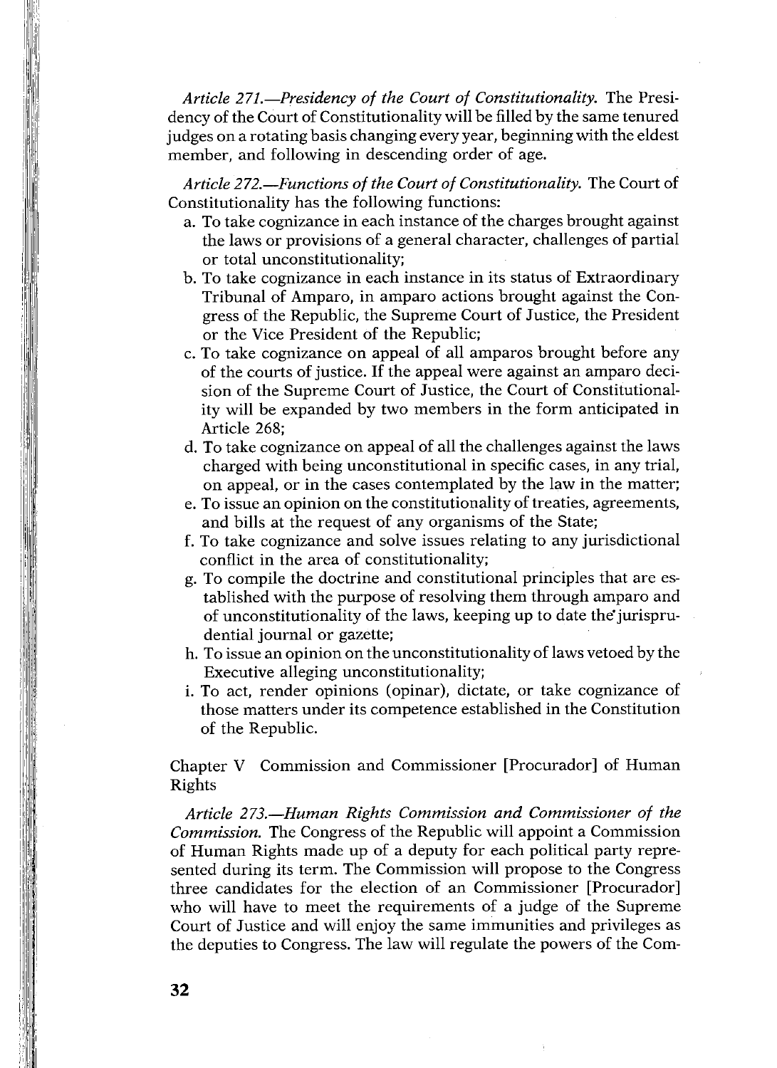*Article 271.—Presidency of the Court of Constitutionality.* The Presidency of the Court of Constitutionality will be filled by the same tenured judges on a rotating basis changing every year, beginning with the eldest member, and following in descending order of age.

*Article 272.—Functions of the Court of Constitutionality.* The Court of Constitutionality has the following functions:

a. To take cognizance in each instance of the charges brought against the laws or provisions of a general character, challenges of partial or total unconstitutionality;
b. To take cognizance in each instance in its status of Extraordinary Tribunal of Amparo, in amparo actions brought against the Congress of the Republic, the Supreme Court of Justice, the President or the Vice President of the Republic;
c. To take cognizance on appeal of all amparos brought before any of the courts of justice. If the appeal were against an amparo decision of the Supreme Court of Justice, the Court of Constitutionality will be expanded by two members in the form anticipated in Article 268;
d. To take cognizance on appeal of all the challenges against the laws charged with being unconstitutional in specific cases, in any trial, on appeal, or in the cases contemplated by the law in the matter;
e. To issue an opinion on the constitutionality of treaties, agreements, and bills at the request of any organisms of the State;
f. To take cognizance and solve issues relating to any jurisdictional conflict in the area of constitutionality;
g. To compile the doctrine and constitutional principles that are established with the purpose of resolving them through amparo and of unconstitutionality of the laws, keeping up to date the jurisprudential journal or gazette;
h. To issue an opinion on the unconstitutionality of laws vetoed by the Executive alleging unconstitutionality;
i. To act, render opinions (opinar), dictate, or take cognizance of those matters under its competence established in the Constitution of the Republic.

## Chapter V Commission and Commissioner [Procurador] of Human Rights

*Article 273.—Human Rights Commission and Commissioner of the Commission.* The Congress of the Republic will appoint a Commission of Human Rights made up of a deputy for each political party represented during its term. The Commission will propose to the Congress three candidates for the election of an Commissioner [Procurador] who will have to meet the requirements of a judge of the Supreme Court of Justice and will enjoy the same immunities and privileges as the deputies to Congress. The law will regulate the powers of the Com-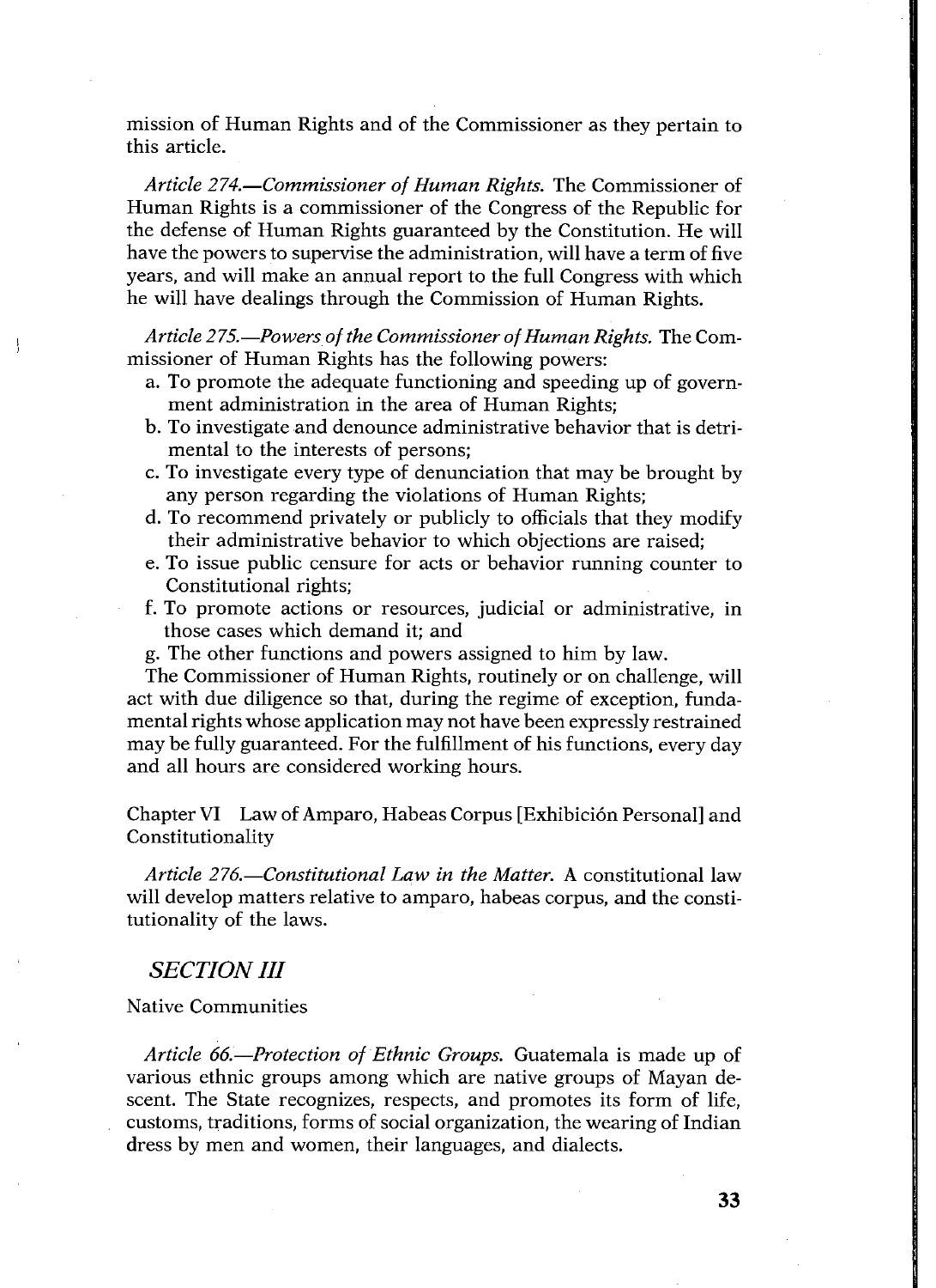mission of Human Rights and of the Commissioner as they pertain to this article.

*Article 274.—Commissioner of Human Rights.* The Commissioner of Human Rights is a commissioner of the Congress of the Republic for the defense of Human Rights guaranteed by the Constitution. He will have the powers to supervise the administration, will have a term of five years, and will make an annual report to the full Congress with which he will have dealings through the Commission of Human Rights.

*Article 275.—Powers of the Commissioner of Human Rights.* The Commissioner of Human Rights has the following powers:

a. To promote the adequate functioning and speeding up of government administration in the area of Human Rights;
b. To investigate and denounce administrative behavior that is detrimental to the interests of persons;
c. To investigate every type of denunciation that may be brought by any person regarding the violations of Human Rights;
d. To recommend privately or publicly to officials that they modify their administrative behavior to which objections are raised;
e. To issue public censure for acts or behavior running counter to Constitutional rights;
f. To promote actions or resources, judicial or administrative, in those cases which demand it; and
g. The other functions and powers assigned to him by law.

The Commissioner of Human Rights, routinely or on challenge, will act with due diligence so that, during the regime of exception, fundamental rights whose application may not have been expressly restrained may be fully guaranteed. For the fulfillment of his functions, every day and all hours are considered working hours.

Chapter VI Law of Amparo, Habeas Corpus [Exhibición Personal] and Constitutionality

*Article 276.—Constitutional Law in the Matter.* A constitutional law will develop matters relative to amparo, habeas corpus, and the constitutionality of the laws.

## *SECTION III*

Native Communities

*Article 66.—Protection of Ethnic Groups.* Guatemala is made up of various ethnic groups among which are native groups of Mayan descent. The State recognizes, respects, and promotes its form of life, customs, traditions, forms of social organization, the wearing of Indian dress by men and women, their languages, and dialects.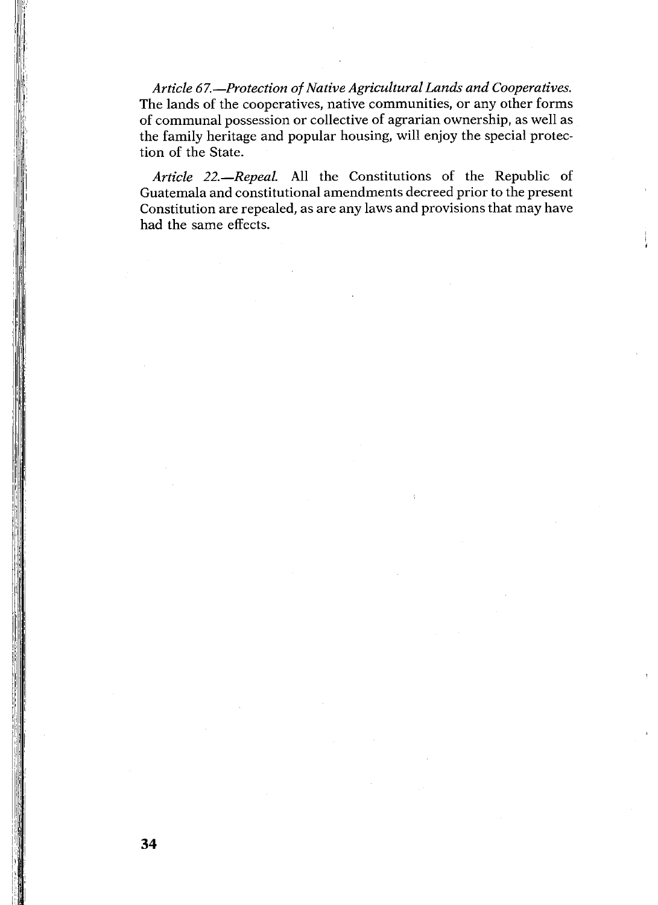*Article 67.—Protection of Native Agricultural Lands and Cooperatives.* The lands of the cooperatives, native communities, or any other forms of communal possession or collective of agrarian ownership, as well as the family heritage and popular housing, will enjoy the special protection of the State.

*Article 22.—Repeal.* All the Constitutions of the Republic of Guatemala and constitutional amendments decreed prior to the present Constitution are repealed, as are any laws and provisions that may have had the same effects.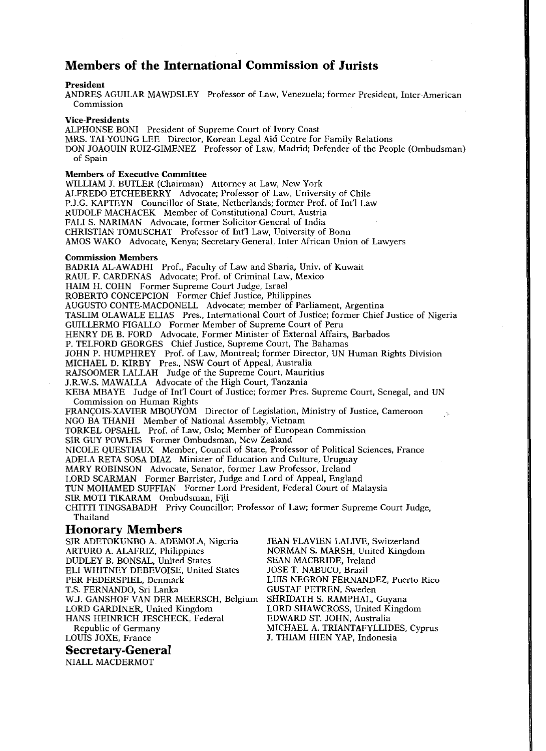## Members of the International Commission of Jurists

**President**

ANDRES AGUILAR MAWDSLEY Professor of Law, Venezuela; former President, Inter-American Commission

**Vice-Presidents**

ALPHONSE BONI President of Supreme Court of Ivory Coast
MRS. TAI-YOUNG LEE Director, Korean Legal Aid Centre for Family Relations
DON JOAQUIN RUIZ-GIMENEZ Professor of Law, Madrid; Defender of the People (Ombudsman) of Spain

**Members of Executive Committee**

WILLIAM J. BUTLER (Chairman) Attorney at Law, New York
ALFREDO ETCHEBERRY Advocate; Professor of Law, University of Chile
P.J.G. KAPTEYN Councillor of State, Netherlands; former Prof. of Int'l Law
RUDOLF MACHACEK Member of Constitutional Court, Austria
FALI S. NARIMAN Advocate, former Solicitor-General of India
CHRISTIAN TOMUSCHAT Professor of Int'l Law, University of Bonn
AMOS WAKO Advocate, Kenya; Secretary-General, Inter African Union of Lawyers

**Commission Members**

BADRIA AL-AWADHI Prof., Faculty of Law and Sharia, Univ. of Kuwait
RAUL F. CARDENAS Advocate; Prof. of Criminal Law, Mexico
HAIM H. COHN Former Supreme Court Judge, Israel
ROBERTO CONCEPCION Former Chief Justice, Philippines
AUGUSTO CONTE-MACDONELL Advocate; member of Parliament, Argentina
TASLIM OLAWALE ELIAS Pres., International Court of Justice; former Chief Justice of Nigeria
GUILLERMO FIGALLO Former Member of Supreme Court of Peru
HENRY DE B. FORD Advocate, Former Minister of External Affairs, Barbados
P. TELFORD GEORGES Chief Justice, Supreme Court, The Bahamas
JOHN P. HUMPHREY Prof. of Law, Montreal; former Director, UN Human Rights Division
MICHAEL D. KIRBY Pres., NSW Court of Appeal, Australia
RAJSOOMER LALLAH Judge of the Supreme Court, Mauritius
J.R.W.S. MAWALLA Advocate of the High Court, Tanzania
KEBA MBAYE Judge of Int'l Court of Justice; former Pres. Supreme Court, Senegal, and UN Commission on Human Rights
FRANÇOIS-XAVIER MBOUYOM Director of Legislation, Ministry of Justice, Cameroon
NGO BA THANH Member of National Assembly, Vietnam
TORKEL OPSAHL Prof. of Law, Oslo; Member of European Commission
SIR GUY POWLES Former Ombudsman, New Zealand
NICOLE QUESTIAUX Member, Council of State, Professor of Political Sciences, France
ADELA RETA SOSA DIAZ Minister of Education and Culture, Uruguay
MARY ROBINSON Advocate, Senator, former Law Professor, Ireland
LORD SCARMAN Former Barrister, Judge and Lord of Appeal, England
TUN MOHAMED SUFFIAN Former Lord President, Federal Court of Malaysia
SIR MOTI TIKARAM Ombudsman, Fiji
CHITTI TINGSABADH Privy Councillor; Professor of Law; former Supreme Court Judge, Thailand

## Honorary Members

SIR ADETOKUNBO A. ADEMOLA, Nigeria
ARTURO A. ALAFRIZ, Philippines
DUDLEY B. BONSAL, United States
ELI WHITNEY DEBEVOISE, United States
PER FEDERSPIEL, Denmark
T.S. FERNANDO, Sri Lanka
W.J. GANSHOF VAN DER MEERSCH, Belgium
LORD GARDINER, United Kingdom
HANS HEINRICH JESCHECK, Federal Republic of Germany
LOUIS JOXE, France
JEAN FLAVIEN LALIVE, Switzerland
NORMAN S. MARSH, United Kingdom
SEAN MACBRIDE, Ireland
JOSE T. NABUCO, Brazil
LUIS NEGRON FERNANDEZ, Puerto Rico
GUSTAF PETREN, Sweden
SHRIDATH S. RAMPHAL, Guyana
LORD SHAWCROSS, United Kingdom
EDWARD ST. JOHN, Australia
MICHAEL A. TRIANTAFYLLIDES, Cyprus
J. THIAM HIEN YAP, Indonesia

## Secretary-General

NIALL MACDERMOT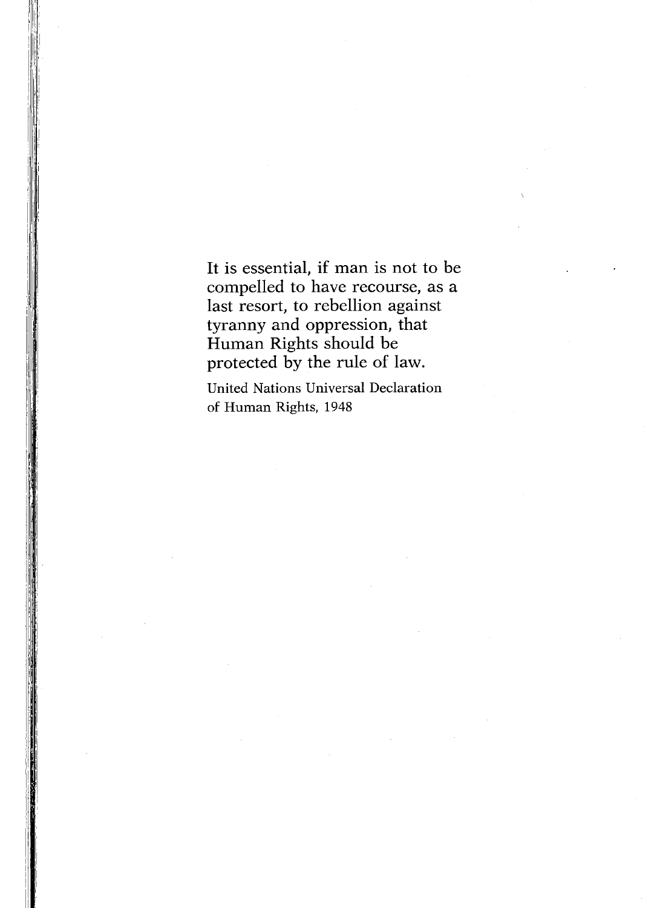It is essential, if man is not to be compelled to have recourse, as a last resort, to rebellion against tyranny and oppression, that Human Rights should be protected by the rule of law.

United Nations Universal Declaration of Human Rights, 1948